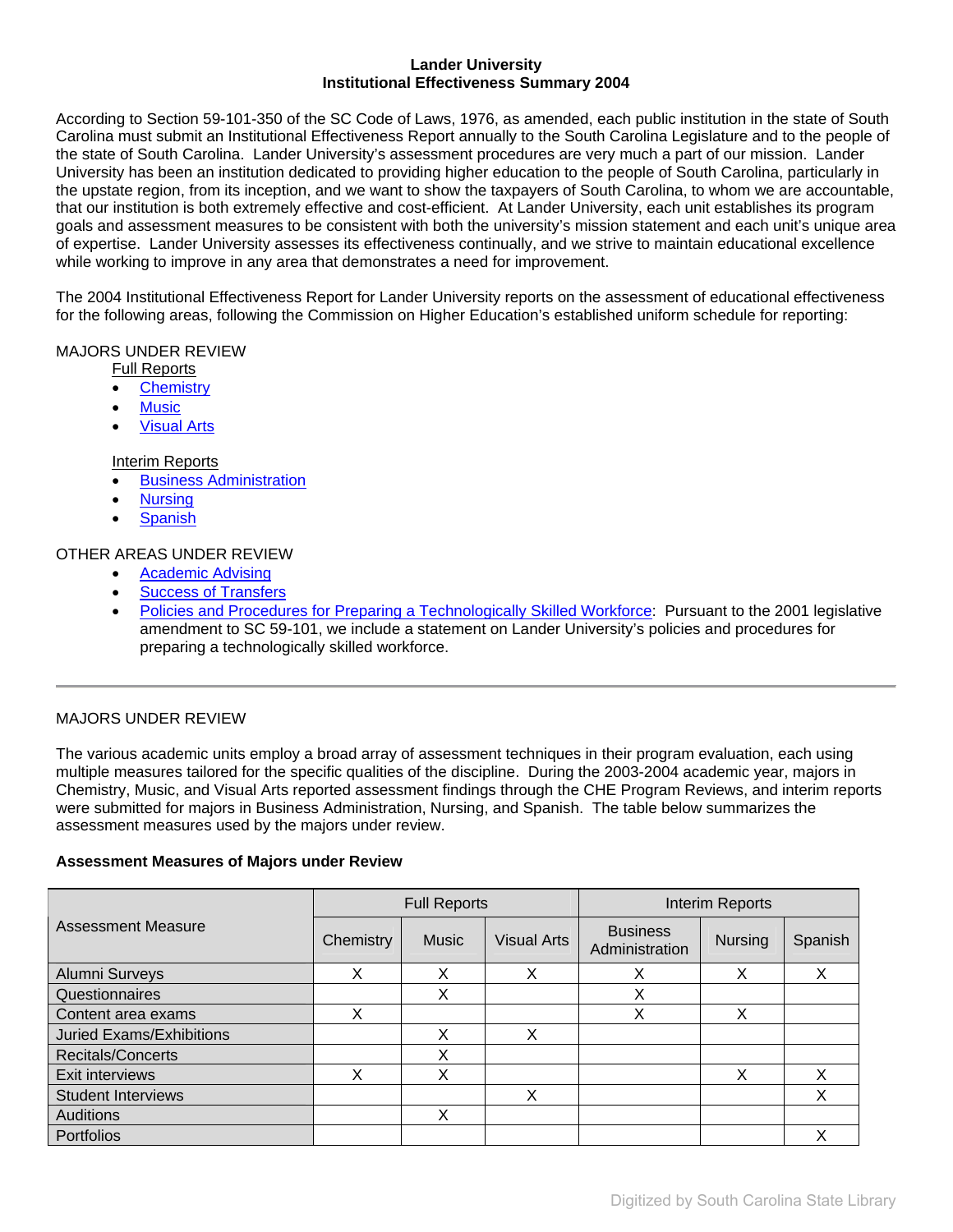# Lander University
## Institutional Effectiveness Summary 2004

According to Section 59-101-350 of the SC Code of Laws, 1976, as amended, each public institution in the state of South Carolina must submit an Institutional Effectiveness Report annually to the South Carolina Legislature and to the people of the state of South Carolina. Lander University's assessment procedures are very much a part of our mission. Lander University has been an institution dedicated to providing higher education to the people of South Carolina, particularly in the upstate region, from its inception, and we want to show the taxpayers of South Carolina, to whom we are accountable, that our institution is both extremely effective and cost-efficient. At Lander University, each unit establishes its program goals and assessment measures to be consistent with both the university's mission statement and each unit's unique area of expertise. Lander University assesses its effectiveness continually, and we strive to maintain educational excellence while working to improve in any area that demonstrates a need for improvement.

The 2004 Institutional Effectiveness Report for Lander University reports on the assessment of educational effectiveness for the following areas, following the Commission on Higher Education's established uniform schedule for reporting:

MAJORS UNDER REVIEW

Full Reports

- Chemistry
- Music
- Visual Arts

Interim Reports

- Business Administration
- Nursing
- Spanish

OTHER AREAS UNDER REVIEW

- Academic Advising
- Success of Transfers
- Policies and Procedures for Preparing a Technologically Skilled Workforce: Pursuant to the 2001 legislative amendment to SC 59-101, we include a statement on Lander University's policies and procedures for preparing a technologically skilled workforce.

---

MAJORS UNDER REVIEW

The various academic units employ a broad array of assessment techniques in their program evaluation, each using multiple measures tailored for the specific qualities of the discipline. During the 2003-2004 academic year, majors in Chemistry, Music, and Visual Arts reported assessment findings through the CHE Program Reviews, and interim reports were submitted for majors in Business Administration, Nursing, and Spanish. The table below summarizes the assessment measures used by the majors under review.

**Assessment Measures of Majors under Review**

| Assessment Measure | Full Reports | | | Interim Reports | | |
|---|---|---|---|---|---|---|
| | Chemistry | Music | Visual Arts | Business Administration | Nursing | Spanish |
| Alumni Surveys | X | X | X | X | X | X |
| Questionnaires | | X | | X | | |
| Content area exams | X | | | X | X | |
| Juried Exams/Exhibitions | | X | X | | | |
| Recitals/Concerts | | X | | | | |
| Exit interviews | X | X | | | X | X |
| Student Interviews | | | X | | | X |
| Auditions | | X | | | | |
| Portfolios | | | | | | X |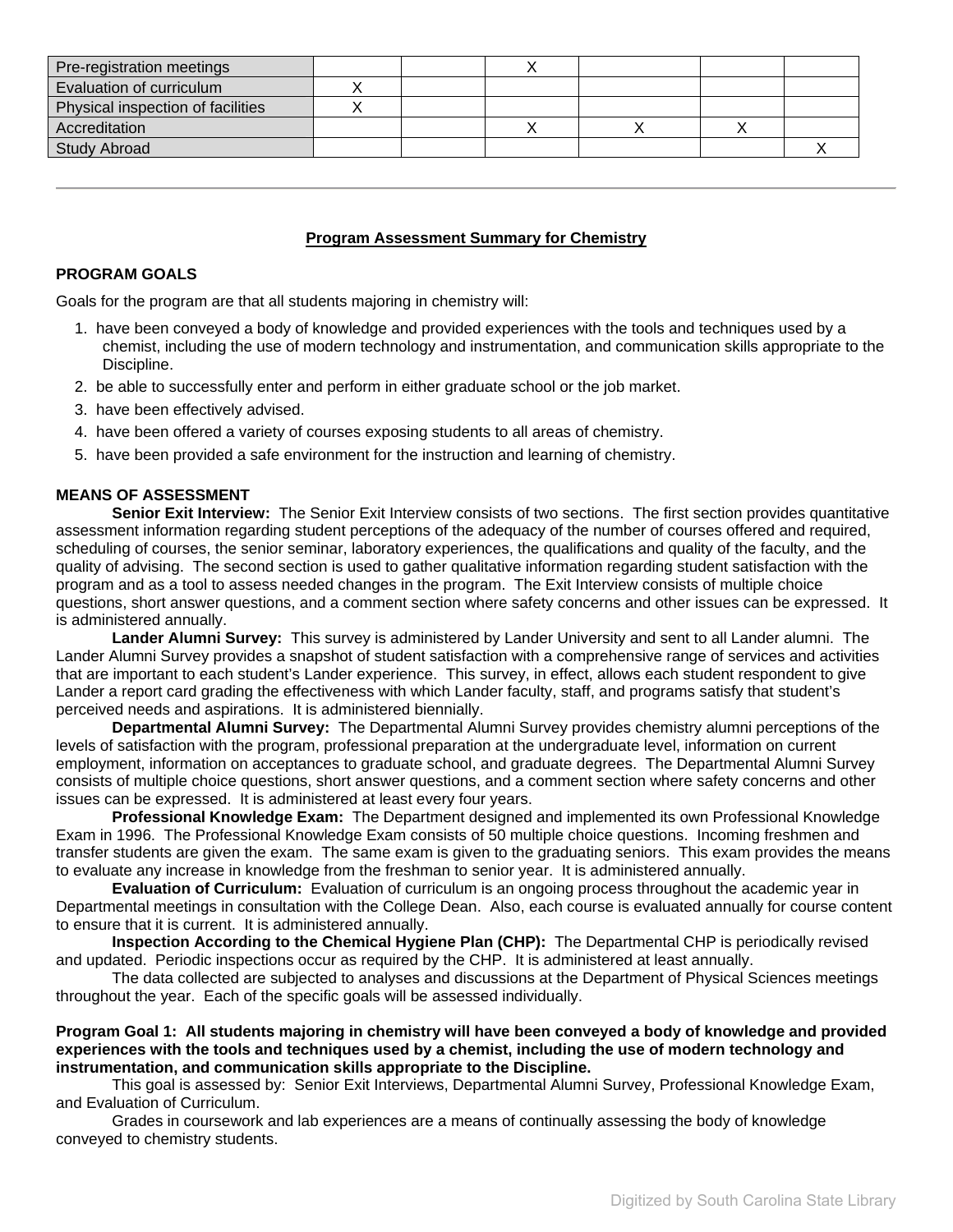| Pre-registration meetings | | | X | | | |
|---|---|---|---|---|---|---|
| Evaluation of curriculum | X | | | | | |
| Physical inspection of facilities | X | | | | | |
| Accreditation | | | X | X | X | |
| Study Abroad | | | | | | X |

---

## Program Assessment Summary for Chemistry

### PROGRAM GOALS

Goals for the program are that all students majoring in chemistry will:

1. have been conveyed a body of knowledge and provided experiences with the tools and techniques used by a chemist, including the use of modern technology and instrumentation, and communication skills appropriate to the Discipline.
2. be able to successfully enter and perform in either graduate school or the job market.
3. have been effectively advised.
4. have been offered a variety of courses exposing students to all areas of chemistry.
5. have been provided a safe environment for the instruction and learning of chemistry.

### MEANS OF ASSESSMENT

**Senior Exit Interview:** The Senior Exit Interview consists of two sections. The first section provides quantitative assessment information regarding student perceptions of the adequacy of the number of courses offered and required, scheduling of courses, the senior seminar, laboratory experiences, the qualifications and quality of the faculty, and the quality of advising. The second section is used to gather qualitative information regarding student satisfaction with the program and as a tool to assess needed changes in the program. The Exit Interview consists of multiple choice questions, short answer questions, and a comment section where safety concerns and other issues can be expressed. It is administered annually.

**Lander Alumni Survey:** This survey is administered by Lander University and sent to all Lander alumni. The Lander Alumni Survey provides a snapshot of student satisfaction with a comprehensive range of services and activities that are important to each student's Lander experience. This survey, in effect, allows each student respondent to give Lander a report card grading the effectiveness with which Lander faculty, staff, and programs satisfy that student's perceived needs and aspirations. It is administered biennially.

**Departmental Alumni Survey:** The Departmental Alumni Survey provides chemistry alumni perceptions of the levels of satisfaction with the program, professional preparation at the undergraduate level, information on current employment, information on acceptances to graduate school, and graduate degrees. The Departmental Alumni Survey consists of multiple choice questions, short answer questions, and a comment section where safety concerns and other issues can be expressed. It is administered at least every four years.

**Professional Knowledge Exam:** The Department designed and implemented its own Professional Knowledge Exam in 1996. The Professional Knowledge Exam consists of 50 multiple choice questions. Incoming freshmen and transfer students are given the exam. The same exam is given to the graduating seniors. This exam provides the means to evaluate any increase in knowledge from the freshman to senior year. It is administered annually.

**Evaluation of Curriculum:** Evaluation of curriculum is an ongoing process throughout the academic year in Departmental meetings in consultation with the College Dean. Also, each course is evaluated annually for course content to ensure that it is current. It is administered annually.

**Inspection According to the Chemical Hygiene Plan (CHP):** The Departmental CHP is periodically revised and updated. Periodic inspections occur as required by the CHP. It is administered at least annually.

The data collected are subjected to analyses and discussions at the Department of Physical Sciences meetings throughout the year. Each of the specific goals will be assessed individually.

**Program Goal 1: All students majoring in chemistry will have been conveyed a body of knowledge and provided experiences with the tools and techniques used by a chemist, including the use of modern technology and instrumentation, and communication skills appropriate to the Discipline.**

This goal is assessed by: Senior Exit Interviews, Departmental Alumni Survey, Professional Knowledge Exam, and Evaluation of Curriculum.

Grades in coursework and lab experiences are a means of continually assessing the body of knowledge conveyed to chemistry students.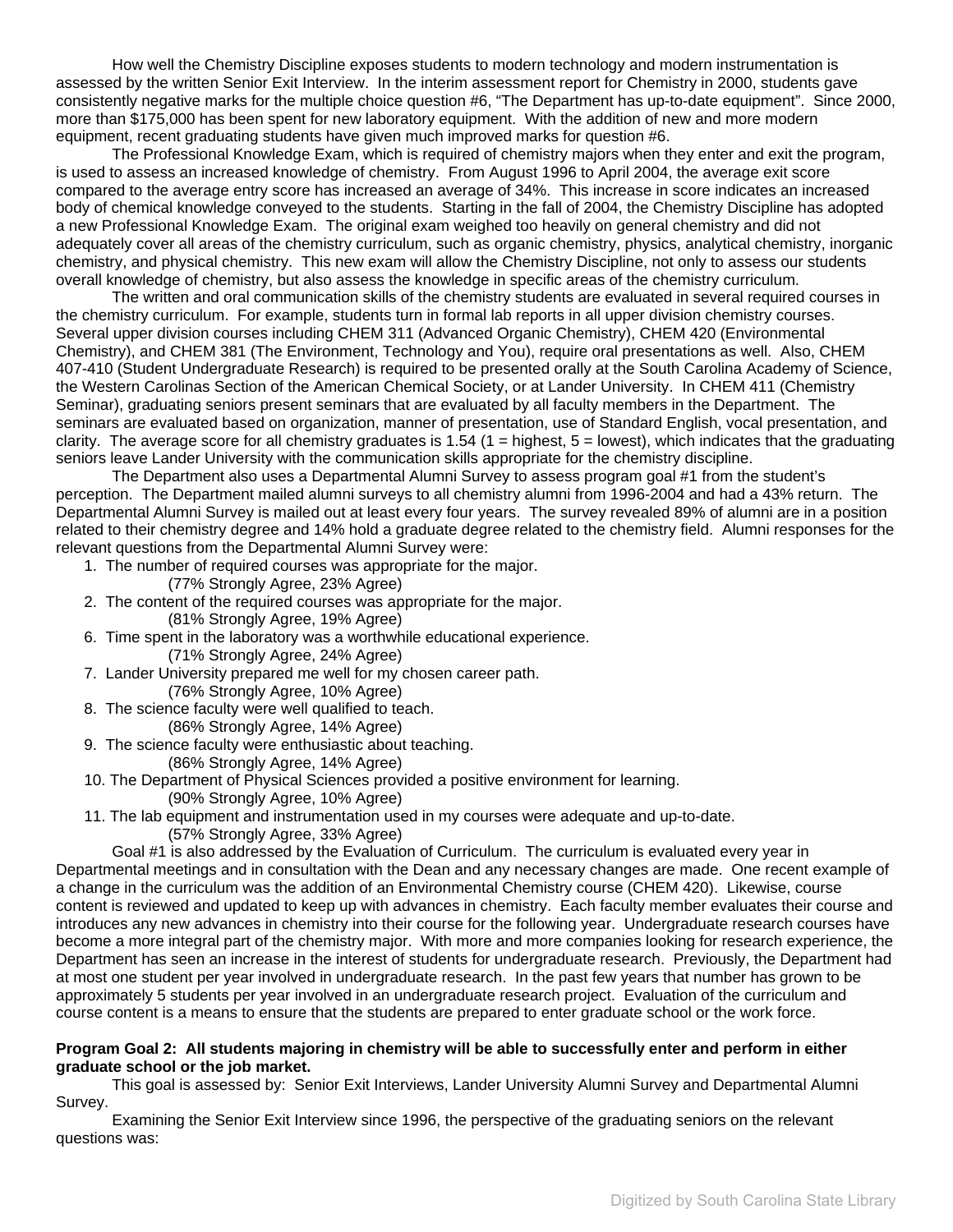How well the Chemistry Discipline exposes students to modern technology and modern instrumentation is assessed by the written Senior Exit Interview. In the interim assessment report for Chemistry in 2000, students gave consistently negative marks for the multiple choice question #6, "The Department has up-to-date equipment". Since 2000, more than $175,000 has been spent for new laboratory equipment. With the addition of new and more modern equipment, recent graduating students have given much improved marks for question #6.

The Professional Knowledge Exam, which is required of chemistry majors when they enter and exit the program, is used to assess an increased knowledge of chemistry. From August 1996 to April 2004, the average exit score compared to the average entry score has increased an average of 34%. This increase in score indicates an increased body of chemical knowledge conveyed to the students. Starting in the fall of 2004, the Chemistry Discipline has adopted a new Professional Knowledge Exam. The original exam weighed too heavily on general chemistry and did not adequately cover all areas of the chemistry curriculum, such as organic chemistry, physics, analytical chemistry, inorganic chemistry, and physical chemistry. This new exam will allow the Chemistry Discipline, not only to assess our students overall knowledge of chemistry, but also assess the knowledge in specific areas of the chemistry curriculum.

The written and oral communication skills of the chemistry students are evaluated in several required courses in the chemistry curriculum. For example, students turn in formal lab reports in all upper division chemistry courses. Several upper division courses including CHEM 311 (Advanced Organic Chemistry), CHEM 420 (Environmental Chemistry), and CHEM 381 (The Environment, Technology and You), require oral presentations as well. Also, CHEM 407-410 (Student Undergraduate Research) is required to be presented orally at the South Carolina Academy of Science, the Western Carolinas Section of the American Chemical Society, or at Lander University. In CHEM 411 (Chemistry Seminar), graduating seniors present seminars that are evaluated by all faculty members in the Department. The seminars are evaluated based on organization, manner of presentation, use of Standard English, vocal presentation, and clarity. The average score for all chemistry graduates is 1.54 (1 = highest, 5 = lowest), which indicates that the graduating seniors leave Lander University with the communication skills appropriate for the chemistry discipline.

The Department also uses a Departmental Alumni Survey to assess program goal #1 from the student's perception. The Department mailed alumni surveys to all chemistry alumni from 1996-2004 and had a 43% return. The Departmental Alumni Survey is mailed out at least every four years. The survey revealed 89% of alumni are in a position related to their chemistry degree and 14% hold a graduate degree related to the chemistry field. Alumni responses for the relevant questions from the Departmental Alumni Survey were:

1. The number of required courses was appropriate for the major.
   (77% Strongly Agree, 23% Agree)
2. The content of the required courses was appropriate for the major.
   (81% Strongly Agree, 19% Agree)

6. Time spent in the laboratory was a worthwhile educational experience.
   (71% Strongly Agree, 24% Agree)
7. Lander University prepared me well for my chosen career path.
   (76% Strongly Agree, 10% Agree)
8. The science faculty were well qualified to teach.
   (86% Strongly Agree, 14% Agree)
9. The science faculty were enthusiastic about teaching.
   (86% Strongly Agree, 14% Agree)
10. The Department of Physical Sciences provided a positive environment for learning.
    (90% Strongly Agree, 10% Agree)
11. The lab equipment and instrumentation used in my courses were adequate and up-to-date.
    (57% Strongly Agree, 33% Agree)

Goal #1 is also addressed by the Evaluation of Curriculum. The curriculum is evaluated every year in Departmental meetings and in consultation with the Dean and any necessary changes are made. One recent example of a change in the curriculum was the addition of an Environmental Chemistry course (CHEM 420). Likewise, course content is reviewed and updated to keep up with advances in chemistry. Each faculty member evaluates their course and introduces any new advances in chemistry into their course for the following year. Undergraduate research courses have become a more integral part of the chemistry major. With more and more companies looking for research experience, the Department has seen an increase in the interest of students for undergraduate research. Previously, the Department had at most one student per year involved in undergraduate research. In the past few years that number has grown to be approximately 5 students per year involved in an undergraduate research project. Evaluation of the curriculum and course content is a means to ensure that the students are prepared to enter graduate school or the work force.

**Program Goal 2: All students majoring in chemistry will be able to successfully enter and perform in either graduate school or the job market.**

This goal is assessed by: Senior Exit Interviews, Lander University Alumni Survey and Departmental Alumni Survey.

Examining the Senior Exit Interview since 1996, the perspective of the graduating seniors on the relevant questions was: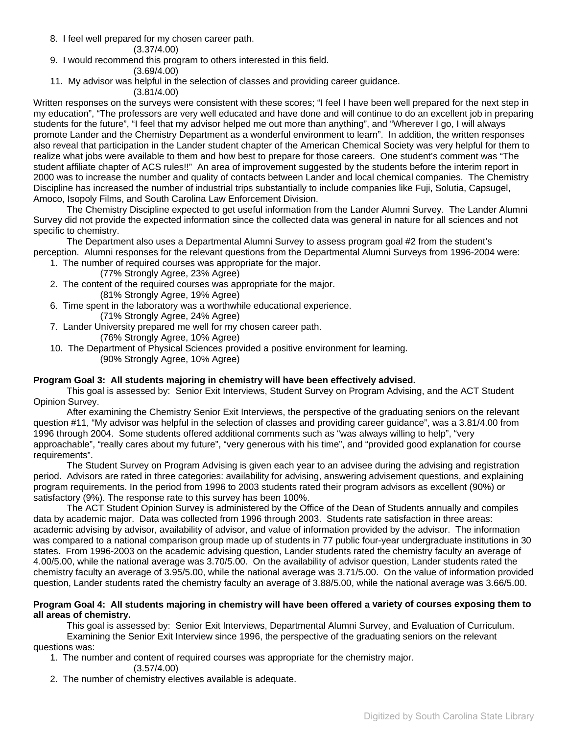8. I feel well prepared for my chosen career path.
   (3.37/4.00)
9. I would recommend this program to others interested in this field.
   (3.69/4.00)
11. My advisor was helpful in the selection of classes and providing career guidance.
   (3.81/4.00)

Written responses on the surveys were consistent with these scores; “I feel I have been well prepared for the next step in my education”, “The professors are very well educated and have done and will continue to do an excellent job in preparing students for the future”, “I feel that my advisor helped me out more than anything”, and “Wherever I go, I will always promote Lander and the Chemistry Department as a wonderful environment to learn”. In addition, the written responses also reveal that participation in the Lander student chapter of the American Chemical Society was very helpful for them to realize what jobs were available to them and how best to prepare for those careers. One student’s comment was “The student affiliate chapter of ACS rules!!” An area of improvement suggested by the students before the interim report in 2000 was to increase the number and quality of contacts between Lander and local chemical companies. The Chemistry Discipline has increased the number of industrial trips substantially to include companies like Fuji, Solutia, Capsugel, Amoco, Isopoly Films, and South Carolina Law Enforcement Division.

The Chemistry Discipline expected to get useful information from the Lander Alumni Survey. The Lander Alumni Survey did not provide the expected information since the collected data was general in nature for all sciences and not specific to chemistry.

The Department also uses a Departmental Alumni Survey to assess program goal #2 from the student’s perception. Alumni responses for the relevant questions from the Departmental Alumni Surveys from 1996-2004 were:

1. The number of required courses was appropriate for the major.
   (77% Strongly Agree, 23% Agree)
2. The content of the required courses was appropriate for the major.
   (81% Strongly Agree, 19% Agree)
6. Time spent in the laboratory was a worthwhile educational experience.
   (71% Strongly Agree, 24% Agree)
7. Lander University prepared me well for my chosen career path.
   (76% Strongly Agree, 10% Agree)
10. The Department of Physical Sciences provided a positive environment for learning.
   (90% Strongly Agree, 10% Agree)

**Program Goal 3: All students majoring in chemistry will have been effectively advised.**

This goal is assessed by: Senior Exit Interviews, Student Survey on Program Advising, and the ACT Student Opinion Survey.

After examining the Chemistry Senior Exit Interviews, the perspective of the graduating seniors on the relevant question #11, “My advisor was helpful in the selection of classes and providing career guidance”, was a 3.81/4.00 from 1996 through 2004. Some students offered additional comments such as “was always willing to help”, “very approachable”, “really cares about my future”, “very generous with his time”, and “provided good explanation for course requirements”.

The Student Survey on Program Advising is given each year to an advisee during the advising and registration period. Advisors are rated in three categories: availability for advising, answering advisement questions, and explaining program requirements. In the period from 1996 to 2003 students rated their program advisors as excellent (90%) or satisfactory (9%). The response rate to this survey has been 100%.

The ACT Student Opinion Survey is administered by the Office of the Dean of Students annually and compiles data by academic major. Data was collected from 1996 through 2003. Students rate satisfaction in three areas: academic advising by advisor, availability of advisor, and value of information provided by the advisor. The information was compared to a national comparison group made up of students in 77 public four-year undergraduate institutions in 30 states. From 1996-2003 on the academic advising question, Lander students rated the chemistry faculty an average of 4.00/5.00, while the national average was 3.70/5.00. On the availability of advisor question, Lander students rated the chemistry faculty an average of 3.95/5.00, while the national average was 3.71/5.00. On the value of information provided question, Lander students rated the chemistry faculty an average of 3.88/5.00, while the national average was 3.66/5.00.

**Program Goal 4: All students majoring in chemistry will have been offered a variety of courses exposing them to all areas of chemistry.**

This goal is assessed by: Senior Exit Interviews, Departmental Alumni Survey, and Evaluation of Curriculum.

Examining the Senior Exit Interview since 1996, the perspective of the graduating seniors on the relevant questions was:

1. The number and content of required courses was appropriate for the chemistry major.
   (3.57/4.00)
2. The number of chemistry electives available is adequate.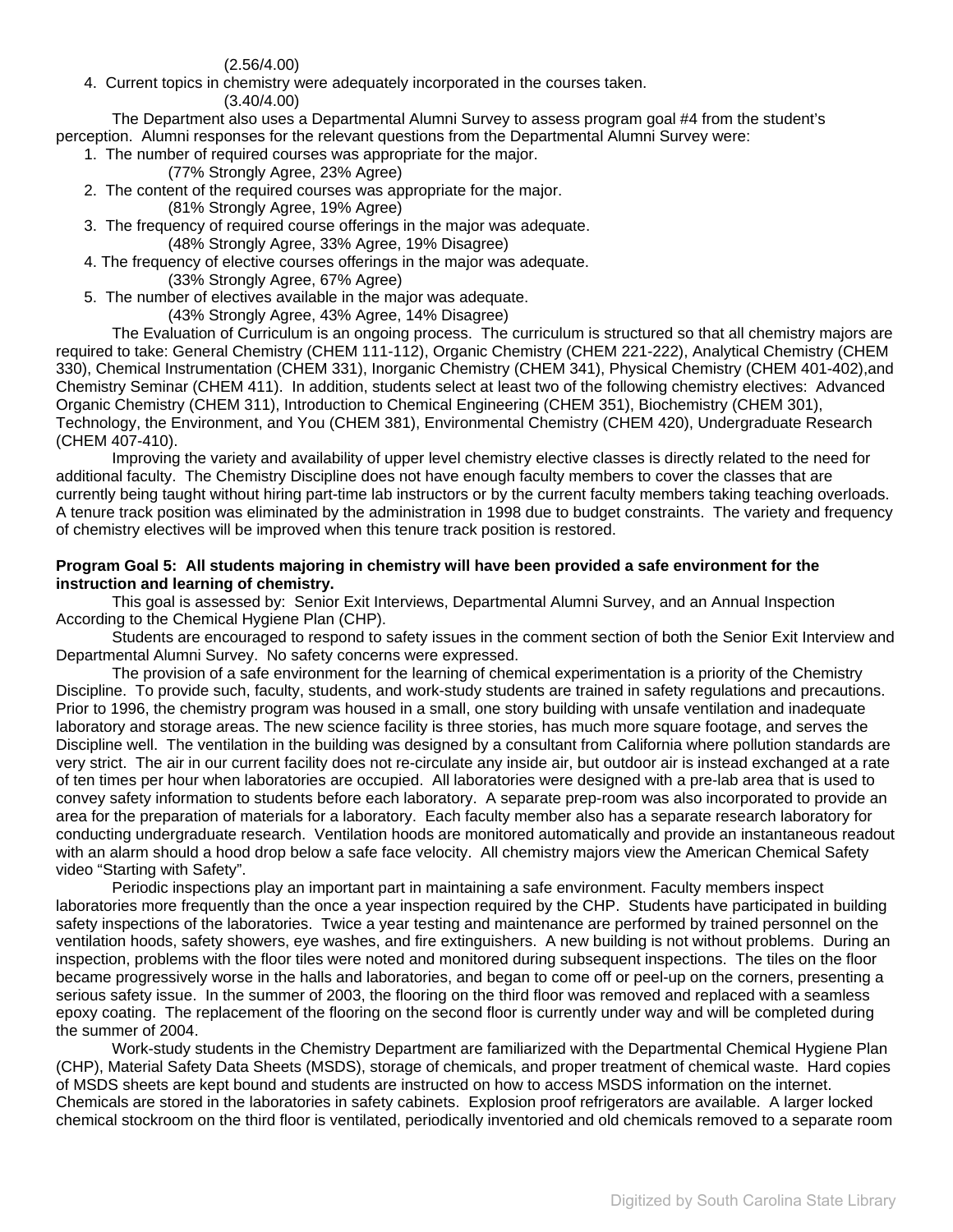(2.56/4.00)

4. Current topics in chemistry were adequately incorporated in the courses taken.
   (3.40/4.00)

The Department also uses a Departmental Alumni Survey to assess program goal #4 from the student's perception. Alumni responses for the relevant questions from the Departmental Alumni Survey were:

1. The number of required courses was appropriate for the major.
   (77% Strongly Agree, 23% Agree)
2. The content of the required courses was appropriate for the major.
   (81% Strongly Agree, 19% Agree)
3. The frequency of required course offerings in the major was adequate.
   (48% Strongly Agree, 33% Agree, 19% Disagree)
4. The frequency of elective courses offerings in the major was adequate.
   (33% Strongly Agree, 67% Agree)
5. The number of electives available in the major was adequate.
   (43% Strongly Agree, 43% Agree, 14% Disagree)

The Evaluation of Curriculum is an ongoing process. The curriculum is structured so that all chemistry majors are required to take: General Chemistry (CHEM 111-112), Organic Chemistry (CHEM 221-222), Analytical Chemistry (CHEM 330), Chemical Instrumentation (CHEM 331), Inorganic Chemistry (CHEM 341), Physical Chemistry (CHEM 401-402),and Chemistry Seminar (CHEM 411). In addition, students select at least two of the following chemistry electives: Advanced Organic Chemistry (CHEM 311), Introduction to Chemical Engineering (CHEM 351), Biochemistry (CHEM 301), Technology, the Environment, and You (CHEM 381), Environmental Chemistry (CHEM 420), Undergraduate Research (CHEM 407-410).

Improving the variety and availability of upper level chemistry elective classes is directly related to the need for additional faculty. The Chemistry Discipline does not have enough faculty members to cover the classes that are currently being taught without hiring part-time lab instructors or by the current faculty members taking teaching overloads. A tenure track position was eliminated by the administration in 1998 due to budget constraints. The variety and frequency of chemistry electives will be improved when this tenure track position is restored.

**Program Goal 5: All students majoring in chemistry will have been provided a safe environment for the instruction and learning of chemistry.**

This goal is assessed by: Senior Exit Interviews, Departmental Alumni Survey, and an Annual Inspection According to the Chemical Hygiene Plan (CHP).

Students are encouraged to respond to safety issues in the comment section of both the Senior Exit Interview and Departmental Alumni Survey. No safety concerns were expressed.

The provision of a safe environment for the learning of chemical experimentation is a priority of the Chemistry Discipline. To provide such, faculty, students, and work-study students are trained in safety regulations and precautions. Prior to 1996, the chemistry program was housed in a small, one story building with unsafe ventilation and inadequate laboratory and storage areas. The new science facility is three stories, has much more square footage, and serves the Discipline well. The ventilation in the building was designed by a consultant from California where pollution standards are very strict. The air in our current facility does not re-circulate any inside air, but outdoor air is instead exchanged at a rate of ten times per hour when laboratories are occupied. All laboratories were designed with a pre-lab area that is used to convey safety information to students before each laboratory. A separate prep-room was also incorporated to provide an area for the preparation of materials for a laboratory. Each faculty member also has a separate research laboratory for conducting undergraduate research. Ventilation hoods are monitored automatically and provide an instantaneous readout with an alarm should a hood drop below a safe face velocity. All chemistry majors view the American Chemical Safety video "Starting with Safety".

Periodic inspections play an important part in maintaining a safe environment. Faculty members inspect laboratories more frequently than the once a year inspection required by the CHP. Students have participated in building safety inspections of the laboratories. Twice a year testing and maintenance are performed by trained personnel on the ventilation hoods, safety showers, eye washes, and fire extinguishers. A new building is not without problems. During an inspection, problems with the floor tiles were noted and monitored during subsequent inspections. The tiles on the floor became progressively worse in the halls and laboratories, and began to come off or peel-up on the corners, presenting a serious safety issue. In the summer of 2003, the flooring on the third floor was removed and replaced with a seamless epoxy coating. The replacement of the flooring on the second floor is currently under way and will be completed during the summer of 2004.

Work-study students in the Chemistry Department are familiarized with the Departmental Chemical Hygiene Plan (CHP), Material Safety Data Sheets (MSDS), storage of chemicals, and proper treatment of chemical waste. Hard copies of MSDS sheets are kept bound and students are instructed on how to access MSDS information on the internet. Chemicals are stored in the laboratories in safety cabinets. Explosion proof refrigerators are available. A larger locked chemical stockroom on the third floor is ventilated, periodically inventoried and old chemicals removed to a separate room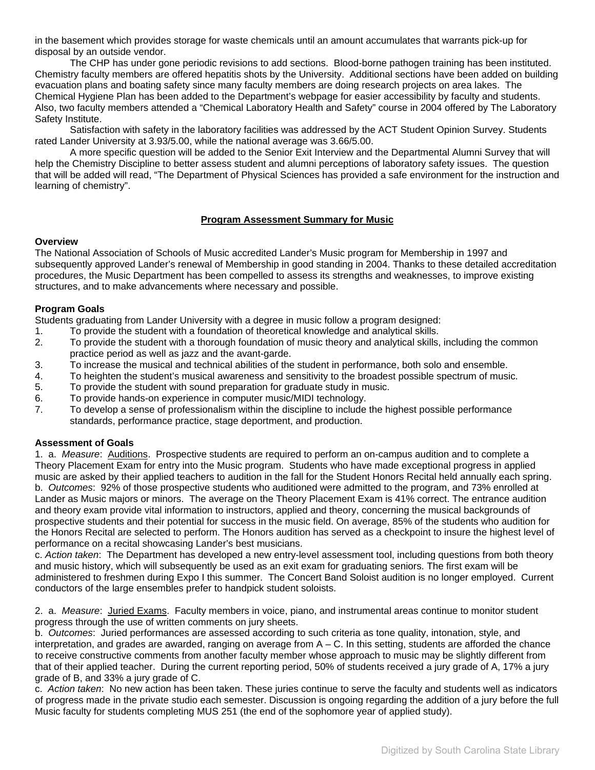in the basement which provides storage for waste chemicals until an amount accumulates that warrants pick-up for disposal by an outside vendor.

The CHP has under gone periodic revisions to add sections. Blood-borne pathogen training has been instituted. Chemistry faculty members are offered hepatitis shots by the University. Additional sections have been added on building evacuation plans and boating safety since many faculty members are doing research projects on area lakes. The Chemical Hygiene Plan has been added to the Department's webpage for easier accessibility by faculty and students. Also, two faculty members attended a "Chemical Laboratory Health and Safety" course in 2004 offered by The Laboratory Safety Institute.

Satisfaction with safety in the laboratory facilities was addressed by the ACT Student Opinion Survey. Students rated Lander University at 3.93/5.00, while the national average was 3.66/5.00.

A more specific question will be added to the Senior Exit Interview and the Departmental Alumni Survey that will help the Chemistry Discipline to better assess student and alumni perceptions of laboratory safety issues. The question that will be added will read, "The Department of Physical Sciences has provided a safe environment for the instruction and learning of chemistry".

## Program Assessment Summary for Music

### Overview

The National Association of Schools of Music accredited Lander's Music program for Membership in 1997 and subsequently approved Lander's renewal of Membership in good standing in 2004. Thanks to these detailed accreditation procedures, the Music Department has been compelled to assess its strengths and weaknesses, to improve existing structures, and to make advancements where necessary and possible.

### Program Goals

Students graduating from Lander University with a degree in music follow a program designed:

1. To provide the student with a foundation of theoretical knowledge and analytical skills.
2. To provide the student with a thorough foundation of music theory and analytical skills, including the common practice period as well as jazz and the avant-garde.
3. To increase the musical and technical abilities of the student in performance, both solo and ensemble.
4. To heighten the student's musical awareness and sensitivity to the broadest possible spectrum of music.
5. To provide the student with sound preparation for graduate study in music.
6. To provide hands-on experience in computer music/MIDI technology.
7. To develop a sense of professionalism within the discipline to include the highest possible performance standards, performance practice, stage deportment, and production.

### Assessment of Goals

1. a. *Measure*: Auditions. Prospective students are required to perform an on-campus audition and to complete a Theory Placement Exam for entry into the Music program. Students who have made exceptional progress in applied music are asked by their applied teachers to audition in the fall for the Student Honors Recital held annually each spring.
b. *Outcomes*: 92% of those prospective students who auditioned were admitted to the program, and 73% enrolled at Lander as Music majors or minors. The average on the Theory Placement Exam is 41% correct. The entrance audition and theory exam provide vital information to instructors, applied and theory, concerning the musical backgrounds of prospective students and their potential for success in the music field. On average, 85% of the students who audition for the Honors Recital are selected to perform. The Honors audition has served as a checkpoint to insure the highest level of performance on a recital showcasing Lander's best musicians.
c. *Action taken*: The Department has developed a new entry-level assessment tool, including questions from both theory and music history, which will subsequently be used as an exit exam for graduating seniors. The first exam will be administered to freshmen during Expo I this summer. The Concert Band Soloist audition is no longer employed. Current conductors of the large ensembles prefer to handpick student soloists.

2. a. *Measure*: Juried Exams. Faculty members in voice, piano, and instrumental areas continue to monitor student progress through the use of written comments on jury sheets.
b. *Outcomes*: Juried performances are assessed according to such criteria as tone quality, intonation, style, and interpretation, and grades are awarded, ranging on average from A – C. In this setting, students are afforded the chance to receive constructive comments from another faculty member whose approach to music may be slightly different from that of their applied teacher. During the current reporting period, 50% of students received a jury grade of A, 17% a jury grade of B, and 33% a jury grade of C.
c. *Action taken*: No new action has been taken. These juries continue to serve the faculty and students well as indicators of progress made in the private studio each semester. Discussion is ongoing regarding the addition of a jury before the full Music faculty for students completing MUS 251 (the end of the sophomore year of applied study).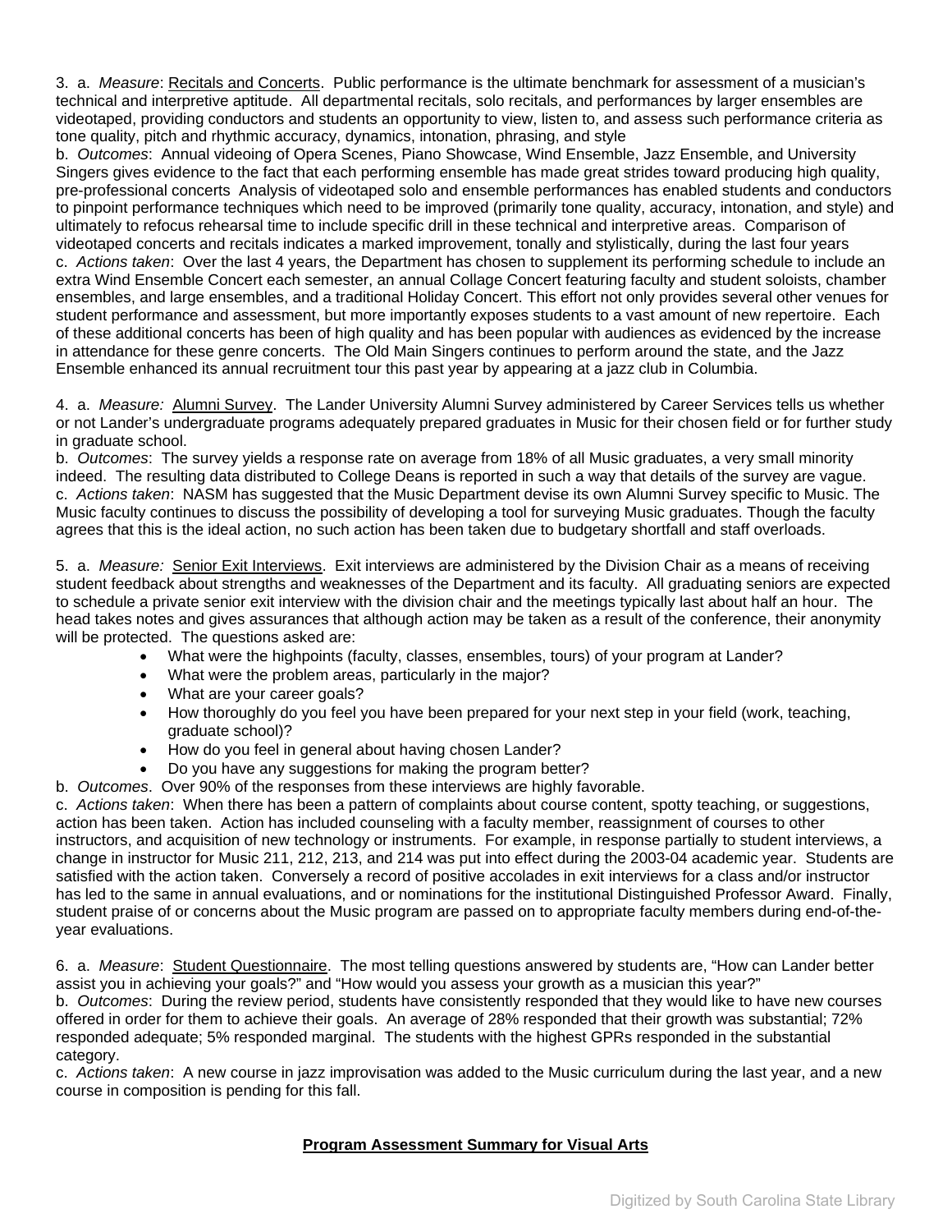3. a. *Measure*: Recitals and Concerts. Public performance is the ultimate benchmark for assessment of a musician's technical and interpretive aptitude. All departmental recitals, solo recitals, and performances by larger ensembles are videotaped, providing conductors and students an opportunity to view, listen to, and assess such performance criteria as tone quality, pitch and rhythmic accuracy, dynamics, intonation, phrasing, and style

b. *Outcomes*: Annual videoing of Opera Scenes, Piano Showcase, Wind Ensemble, Jazz Ensemble, and University Singers gives evidence to the fact that each performing ensemble has made great strides toward producing high quality, pre-professional concerts Analysis of videotaped solo and ensemble performances has enabled students and conductors to pinpoint performance techniques which need to be improved (primarily tone quality, accuracy, intonation, and style) and ultimately to refocus rehearsal time to include specific drill in these technical and interpretive areas. Comparison of videotaped concerts and recitals indicates a marked improvement, tonally and stylistically, during the last four years

c. *Actions taken*: Over the last 4 years, the Department has chosen to supplement its performing schedule to include an extra Wind Ensemble Concert each semester, an annual Collage Concert featuring faculty and student soloists, chamber ensembles, and large ensembles, and a traditional Holiday Concert. This effort not only provides several other venues for student performance and assessment, but more importantly exposes students to a vast amount of new repertoire. Each of these additional concerts has been of high quality and has been popular with audiences as evidenced by the increase in attendance for these genre concerts. The Old Main Singers continues to perform around the state, and the Jazz Ensemble enhanced its annual recruitment tour this past year by appearing at a jazz club in Columbia.

4. a. *Measure:* Alumni Survey. The Lander University Alumni Survey administered by Career Services tells us whether or not Lander's undergraduate programs adequately prepared graduates in Music for their chosen field or for further study in graduate school.

b. *Outcomes*: The survey yields a response rate on average from 18% of all Music graduates, a very small minority indeed. The resulting data distributed to College Deans is reported in such a way that details of the survey are vague.

c. *Actions taken*: NASM has suggested that the Music Department devise its own Alumni Survey specific to Music. The Music faculty continues to discuss the possibility of developing a tool for surveying Music graduates. Though the faculty agrees that this is the ideal action, no such action has been taken due to budgetary shortfall and staff overloads.

5. a. *Measure:* Senior Exit Interviews. Exit interviews are administered by the Division Chair as a means of receiving student feedback about strengths and weaknesses of the Department and its faculty. All graduating seniors are expected to schedule a private senior exit interview with the division chair and the meetings typically last about half an hour. The head takes notes and gives assurances that although action may be taken as a result of the conference, their anonymity will be protected. The questions asked are:

- What were the highpoints (faculty, classes, ensembles, tours) of your program at Lander?
- What were the problem areas, particularly in the major?
- What are your career goals?
- How thoroughly do you feel you have been prepared for your next step in your field (work, teaching, graduate school)?
- How do you feel in general about having chosen Lander?
- Do you have any suggestions for making the program better?

b. *Outcomes*. Over 90% of the responses from these interviews are highly favorable.

c. *Actions taken*: When there has been a pattern of complaints about course content, spotty teaching, or suggestions, action has been taken. Action has included counseling with a faculty member, reassignment of courses to other instructors, and acquisition of new technology or instruments. For example, in response partially to student interviews, a change in instructor for Music 211, 212, 213, and 214 was put into effect during the 2003-04 academic year. Students are satisfied with the action taken. Conversely a record of positive accolades in exit interviews for a class and/or instructor has led to the same in annual evaluations, and or nominations for the institutional Distinguished Professor Award. Finally, student praise of or concerns about the Music program are passed on to appropriate faculty members during end-of-the-year evaluations.

6. a. *Measure*: Student Questionnaire. The most telling questions answered by students are, "How can Lander better assist you in achieving your goals?" and "How would you assess your growth as a musician this year?"

b. *Outcomes*: During the review period, students have consistently responded that they would like to have new courses offered in order for them to achieve their goals. An average of 28% responded that their growth was substantial; 72% responded adequate; 5% responded marginal. The students with the highest GPRs responded in the substantial category.

c. *Actions taken*: A new course in jazz improvisation was added to the Music curriculum during the last year, and a new course in composition is pending for this fall.

## Program Assessment Summary for Visual Arts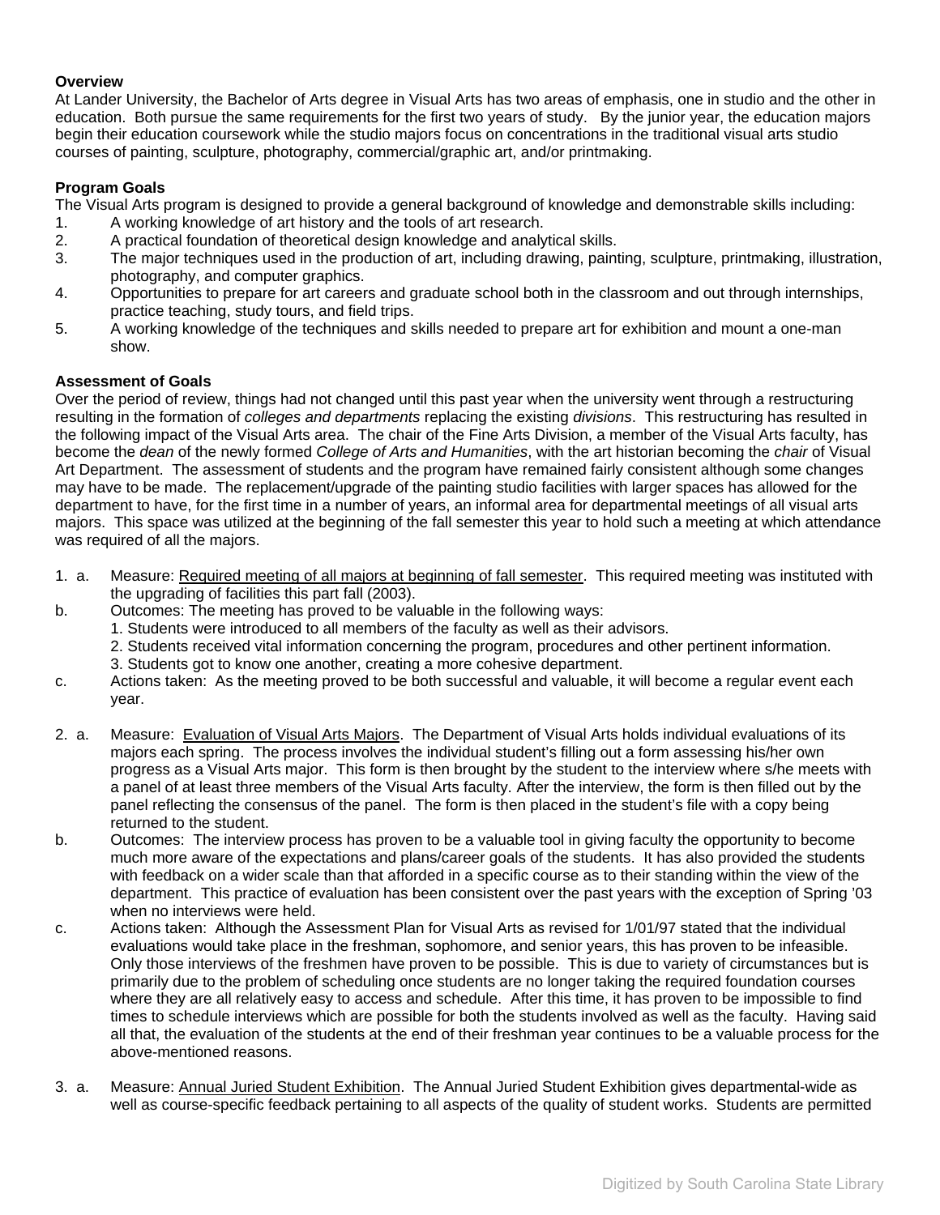**Overview**

At Lander University, the Bachelor of Arts degree in Visual Arts has two areas of emphasis, one in studio and the other in education. Both pursue the same requirements for the first two years of study. By the junior year, the education majors begin their education coursework while the studio majors focus on concentrations in the traditional visual arts studio courses of painting, sculpture, photography, commercial/graphic art, and/or printmaking.

**Program Goals**

The Visual Arts program is designed to provide a general background of knowledge and demonstrable skills including:

1. A working knowledge of art history and the tools of art research.
2. A practical foundation of theoretical design knowledge and analytical skills.
3. The major techniques used in the production of art, including drawing, painting, sculpture, printmaking, illustration, photography, and computer graphics.
4. Opportunities to prepare for art careers and graduate school both in the classroom and out through internships, practice teaching, study tours, and field trips.
5. A working knowledge of the techniques and skills needed to prepare art for exhibition and mount a one-man show.

**Assessment of Goals**

Over the period of review, things had not changed until this past year when the university went through a restructuring resulting in the formation of *colleges and departments* replacing the existing *divisions*. This restructuring has resulted in the following impact of the Visual Arts area. The chair of the Fine Arts Division, a member of the Visual Arts faculty, has become the *dean* of the newly formed *College of Arts and Humanities*, with the art historian becoming the *chair* of Visual Art Department. The assessment of students and the program have remained fairly consistent although some changes may have to be made. The replacement/upgrade of the painting studio facilities with larger spaces has allowed for the department to have, for the first time in a number of years, an informal area for departmental meetings of all visual arts majors. This space was utilized at the beginning of the fall semester this year to hold such a meeting at which attendance was required of all the majors.

1. a. Measure: <u>Required meeting of all majors at beginning of fall semester</u>. This required meeting was instituted with the upgrading of facilities this part fall (2003).

b. Outcomes: The meeting has proved to be valuable in the following ways:
   1. Students were introduced to all members of the faculty as well as their advisors.
   2. Students received vital information concerning the program, procedures and other pertinent information.
   3. Students got to know one another, creating a more cohesive department.

c. Actions taken: As the meeting proved to be both successful and valuable, it will become a regular event each year.

2. a. Measure: <u>Evaluation of Visual Arts Majors</u>. The Department of Visual Arts holds individual evaluations of its majors each spring. The process involves the individual student's filling out a form assessing his/her own progress as a Visual Arts major. This form is then brought by the student to the interview where s/he meets with a panel of at least three members of the Visual Arts faculty. After the interview, the form is then filled out by the panel reflecting the consensus of the panel. The form is then placed in the student's file with a copy being returned to the student.

b. Outcomes: The interview process has proven to be a valuable tool in giving faculty the opportunity to become much more aware of the expectations and plans/career goals of the students. It has also provided the students with feedback on a wider scale than that afforded in a specific course as to their standing within the view of the department. This practice of evaluation has been consistent over the past years with the exception of Spring '03 when no interviews were held.

c. Actions taken: Although the Assessment Plan for Visual Arts as revised for 1/01/97 stated that the individual evaluations would take place in the freshman, sophomore, and senior years, this has proven to be infeasible. Only those interviews of the freshmen have proven to be possible. This is due to variety of circumstances but is primarily due to the problem of scheduling once students are no longer taking the required foundation courses where they are all relatively easy to access and schedule. After this time, it has proven to be impossible to find times to schedule interviews which are possible for both the students involved as well as the faculty. Having said all that, the evaluation of the students at the end of their freshman year continues to be a valuable process for the above-mentioned reasons.

3. a. Measure: <u>Annual Juried Student Exhibition</u>. The Annual Juried Student Exhibition gives departmental-wide as well as course-specific feedback pertaining to all aspects of the quality of student works. Students are permitted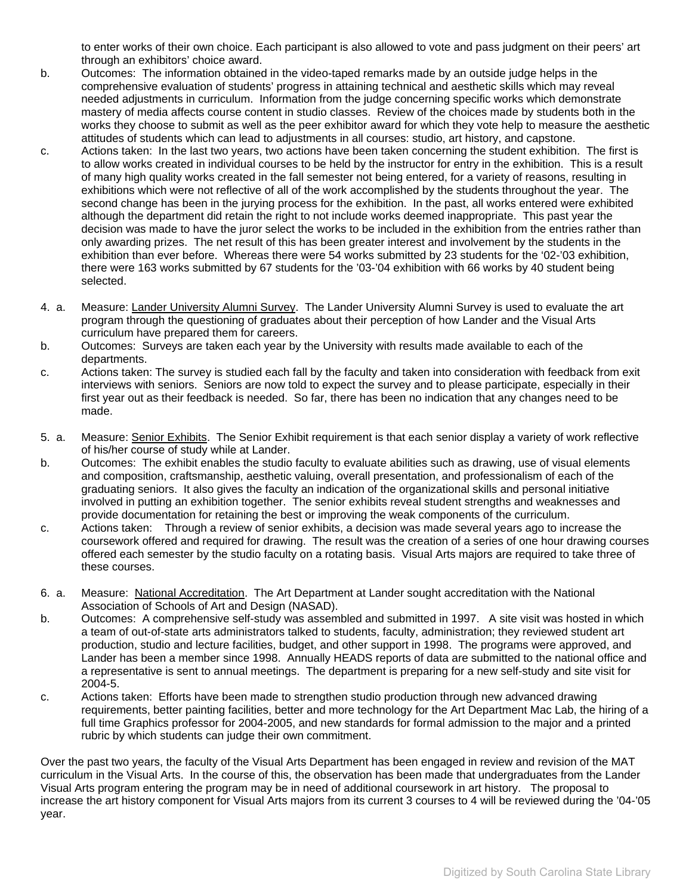to enter works of their own choice. Each participant is also allowed to vote and pass judgment on their peers' art through an exhibitors' choice award.

b. Outcomes: The information obtained in the video-taped remarks made by an outside judge helps in the comprehensive evaluation of students' progress in attaining technical and aesthetic skills which may reveal needed adjustments in curriculum. Information from the judge concerning specific works which demonstrate mastery of media affects course content in studio classes. Review of the choices made by students both in the works they choose to submit as well as the peer exhibitor award for which they vote help to measure the aesthetic attitudes of students which can lead to adjustments in all courses: studio, art history, and capstone.

c. Actions taken: In the last two years, two actions have been taken concerning the student exhibition. The first is to allow works created in individual courses to be held by the instructor for entry in the exhibition. This is a result of many high quality works created in the fall semester not being entered, for a variety of reasons, resulting in exhibitions which were not reflective of all of the work accomplished by the students throughout the year. The second change has been in the jurying process for the exhibition. In the past, all works entered were exhibited although the department did retain the right to not include works deemed inappropriate. This past year the decision was made to have the juror select the works to be included in the exhibition from the entries rather than only awarding prizes. The net result of this has been greater interest and involvement by the students in the exhibition than ever before. Whereas there were 54 works submitted by 23 students for the '02-'03 exhibition, there were 163 works submitted by 67 students for the '03-'04 exhibition with 66 works by 40 student being selected.

4. a. Measure: Lander University Alumni Survey. The Lander University Alumni Survey is used to evaluate the art program through the questioning of graduates about their perception of how Lander and the Visual Arts curriculum have prepared them for careers.

b. Outcomes: Surveys are taken each year by the University with results made available to each of the departments.

c. Actions taken: The survey is studied each fall by the faculty and taken into consideration with feedback from exit interviews with seniors. Seniors are now told to expect the survey and to please participate, especially in their first year out as their feedback is needed. So far, there has been no indication that any changes need to be made.

5. a. Measure: Senior Exhibits. The Senior Exhibit requirement is that each senior display a variety of work reflective of his/her course of study while at Lander.

b. Outcomes: The exhibit enables the studio faculty to evaluate abilities such as drawing, use of visual elements and composition, craftsmanship, aesthetic valuing, overall presentation, and professionalism of each of the graduating seniors. It also gives the faculty an indication of the organizational skills and personal initiative involved in putting an exhibition together. The senior exhibits reveal student strengths and weaknesses and provide documentation for retaining the best or improving the weak components of the curriculum.

c. Actions taken: Through a review of senior exhibits, a decision was made several years ago to increase the coursework offered and required for drawing. The result was the creation of a series of one hour drawing courses offered each semester by the studio faculty on a rotating basis. Visual Arts majors are required to take three of these courses.

6. a. Measure: National Accreditation. The Art Department at Lander sought accreditation with the National Association of Schools of Art and Design (NASAD).

b. Outcomes: A comprehensive self-study was assembled and submitted in 1997. A site visit was hosted in which a team of out-of-state arts administrators talked to students, faculty, administration; they reviewed student art production, studio and lecture facilities, budget, and other support in 1998. The programs were approved, and Lander has been a member since 1998. Annually HEADS reports of data are submitted to the national office and a representative is sent to annual meetings. The department is preparing for a new self-study and site visit for 2004-5.

c. Actions taken: Efforts have been made to strengthen studio production through new advanced drawing requirements, better painting facilities, better and more technology for the Art Department Mac Lab, the hiring of a full time Graphics professor for 2004-2005, and new standards for formal admission to the major and a printed rubric by which students can judge their own commitment.

Over the past two years, the faculty of the Visual Arts Department has been engaged in review and revision of the MAT curriculum in the Visual Arts. In the course of this, the observation has been made that undergraduates from the Lander Visual Arts program entering the program may be in need of additional coursework in art history. The proposal to increase the art history component for Visual Arts majors from its current 3 courses to 4 will be reviewed during the '04-'05 year.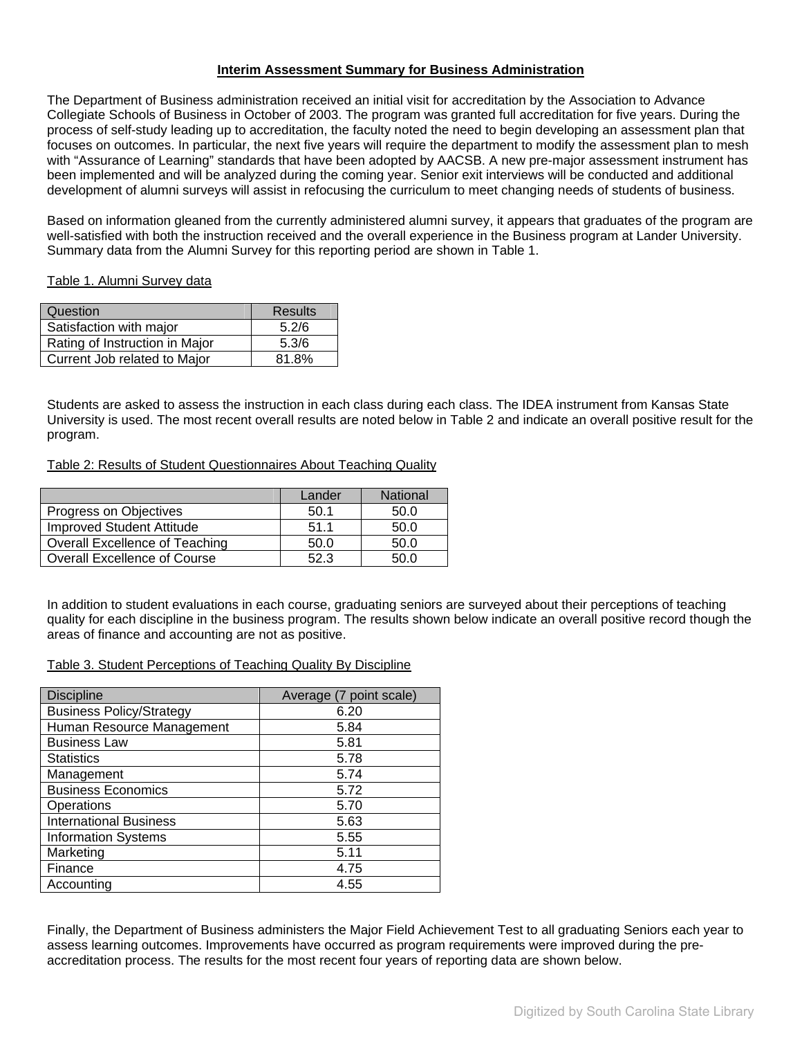## Interim Assessment Summary for Business Administration

The Department of Business administration received an initial visit for accreditation by the Association to Advance Collegiate Schools of Business in October of 2003. The program was granted full accreditation for five years. During the process of self-study leading up to accreditation, the faculty noted the need to begin developing an assessment plan that focuses on outcomes. In particular, the next five years will require the department to modify the assessment plan to mesh with "Assurance of Learning" standards that have been adopted by AACSB. A new pre-major assessment instrument has been implemented and will be analyzed during the coming year. Senior exit interviews will be conducted and additional development of alumni surveys will assist in refocusing the curriculum to meet changing needs of students of business.

Based on information gleaned from the currently administered alumni survey, it appears that graduates of the program are well-satisfied with both the instruction received and the overall experience in the Business program at Lander University. Summary data from the Alumni Survey for this reporting period are shown in Table 1.

Table 1. Alumni Survey data

| Question | Results |
|---|---|
| Satisfaction with major | 5.2/6 |
| Rating of Instruction in Major | 5.3/6 |
| Current Job related to Major | 81.8% |

Students are asked to assess the instruction in each class during each class. The IDEA instrument from Kansas State University is used. The most recent overall results are noted below in Table 2 and indicate an overall positive result for the program.

Table 2: Results of Student Questionnaires About Teaching Quality

| | Lander | National |
|---|---|---|
| Progress on Objectives | 50.1 | 50.0 |
| Improved Student Attitude | 51.1 | 50.0 |
| Overall Excellence of Teaching | 50.0 | 50.0 |
| Overall Excellence of Course | 52.3 | 50.0 |

In addition to student evaluations in each course, graduating seniors are surveyed about their perceptions of teaching quality for each discipline in the business program. The results shown below indicate an overall positive record though the areas of finance and accounting are not as positive.

Table 3. Student Perceptions of Teaching Quality By Discipline

| Discipline | Average (7 point scale) |
|---|---|
| Business Policy/Strategy | 6.20 |
| Human Resource Management | 5.84 |
| Business Law | 5.81 |
| Statistics | 5.78 |
| Management | 5.74 |
| Business Economics | 5.72 |
| Operations | 5.70 |
| International Business | 5.63 |
| Information Systems | 5.55 |
| Marketing | 5.11 |
| Finance | 4.75 |
| Accounting | 4.55 |

Finally, the Department of Business administers the Major Field Achievement Test to all graduating Seniors each year to assess learning outcomes. Improvements have occurred as program requirements were improved during the pre-accreditation process. The results for the most recent four years of reporting data are shown below.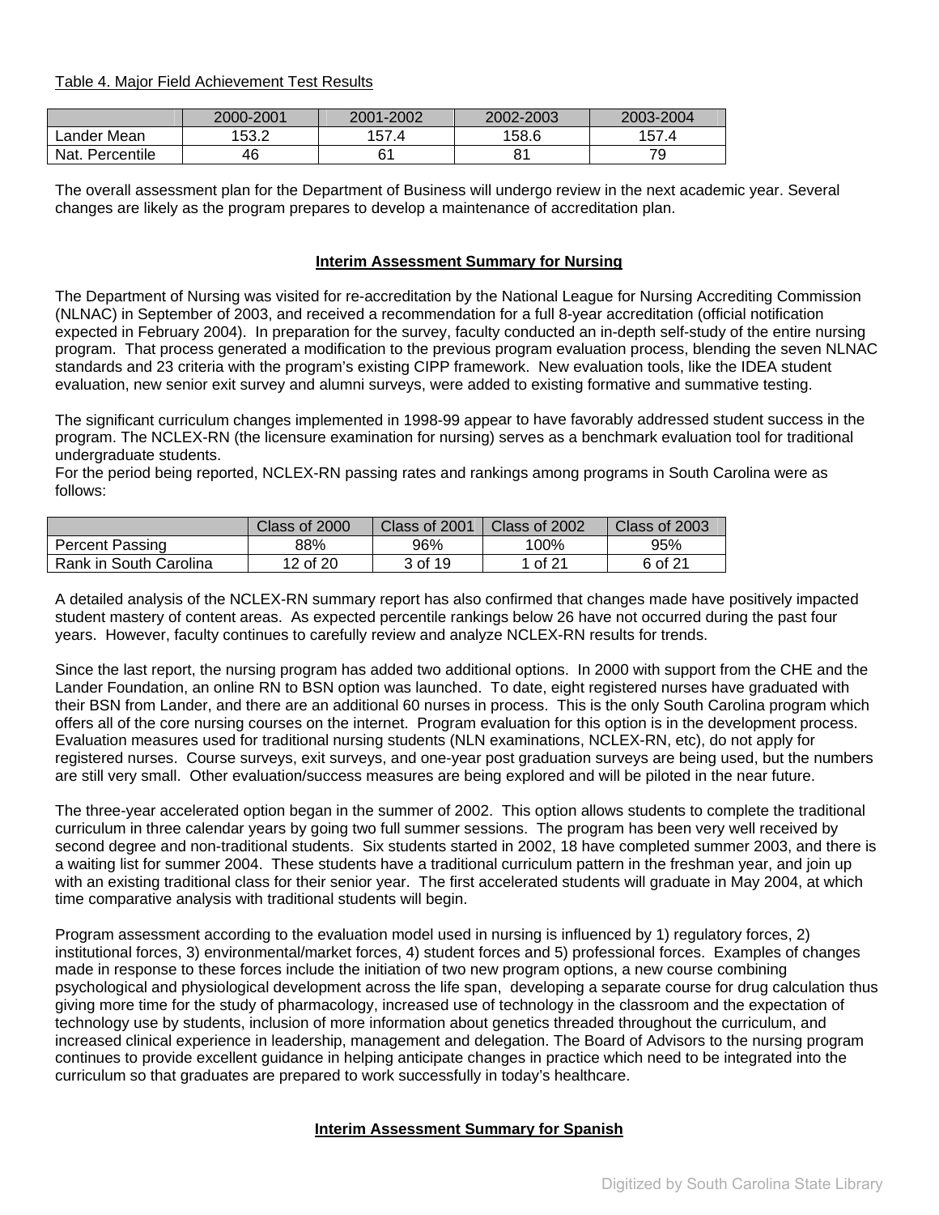Table 4. Major Field Achievement Test Results

| | 2000-2001 | 2001-2002 | 2002-2003 | 2003-2004 |
|---|---|---|---|---|
| Lander Mean | 153.2 | 157.4 | 158.6 | 157.4 |
| Nat. Percentile | 46 | 61 | 81 | 79 |

The overall assessment plan for the Department of Business will undergo review in the next academic year. Several changes are likely as the program prepares to develop a maintenance of accreditation plan.

## Interim Assessment Summary for Nursing

The Department of Nursing was visited for re-accreditation by the National League for Nursing Accrediting Commission (NLNAC) in September of 2003, and received a recommendation for a full 8-year accreditation (official notification expected in February 2004). In preparation for the survey, faculty conducted an in-depth self-study of the entire nursing program. That process generated a modification to the previous program evaluation process, blending the seven NLNAC standards and 23 criteria with the program's existing CIPP framework. New evaluation tools, like the IDEA student evaluation, new senior exit survey and alumni surveys, were added to existing formative and summative testing.

The significant curriculum changes implemented in 1998-99 appear to have favorably addressed student success in the program. The NCLEX-RN (the licensure examination for nursing) serves as a benchmark evaluation tool for traditional undergraduate students.
For the period being reported, NCLEX-RN passing rates and rankings among programs in South Carolina were as follows:

| | Class of 2000 | Class of 2001 | Class of 2002 | Class of 2003 |
|---|---|---|---|---|
| Percent Passing | 88% | 96% | 100% | 95% |
| Rank in South Carolina | 12 of 20 | 3 of 19 | 1 of 21 | 6 of 21 |

A detailed analysis of the NCLEX-RN summary report has also confirmed that changes made have positively impacted student mastery of content areas. As expected percentile rankings below 26 have not occurred during the past four years. However, faculty continues to carefully review and analyze NCLEX-RN results for trends.

Since the last report, the nursing program has added two additional options. In 2000 with support from the CHE and the Lander Foundation, an online RN to BSN option was launched. To date, eight registered nurses have graduated with their BSN from Lander, and there are an additional 60 nurses in process. This is the only South Carolina program which offers all of the core nursing courses on the internet. Program evaluation for this option is in the development process. Evaluation measures used for traditional nursing students (NLN examinations, NCLEX-RN, etc), do not apply for registered nurses. Course surveys, exit surveys, and one-year post graduation surveys are being used, but the numbers are still very small. Other evaluation/success measures are being explored and will be piloted in the near future.

The three-year accelerated option began in the summer of 2002. This option allows students to complete the traditional curriculum in three calendar years by going two full summer sessions. The program has been very well received by second degree and non-traditional students. Six students started in 2002, 18 have completed summer 2003, and there is a waiting list for summer 2004. These students have a traditional curriculum pattern in the freshman year, and join up with an existing traditional class for their senior year. The first accelerated students will graduate in May 2004, at which time comparative analysis with traditional students will begin.

Program assessment according to the evaluation model used in nursing is influenced by 1) regulatory forces, 2) institutional forces, 3) environmental/market forces, 4) student forces and 5) professional forces. Examples of changes made in response to these forces include the initiation of two new program options, a new course combining psychological and physiological development across the life span, developing a separate course for drug calculation thus giving more time for the study of pharmacology, increased use of technology in the classroom and the expectation of technology use by students, inclusion of more information about genetics threaded throughout the curriculum, and increased clinical experience in leadership, management and delegation. The Board of Advisors to the nursing program continues to provide excellent guidance in helping anticipate changes in practice which need to be integrated into the curriculum so that graduates are prepared to work successfully in today's healthcare.

## Interim Assessment Summary for Spanish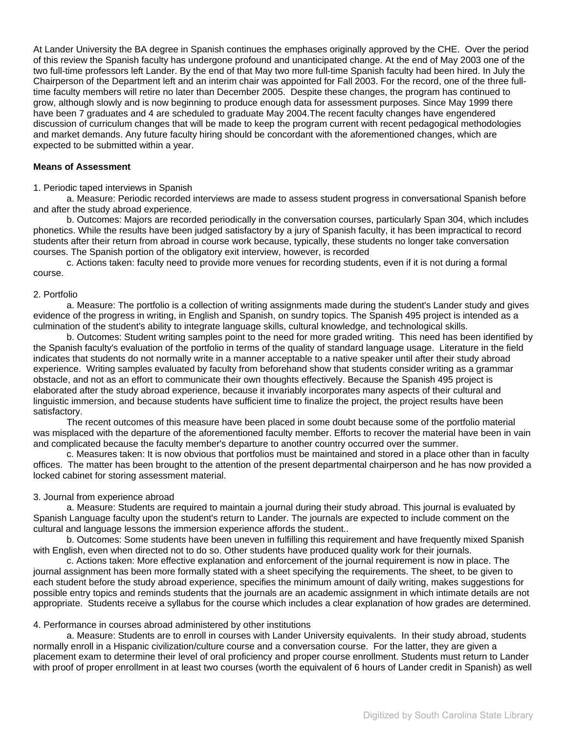At Lander University the BA degree in Spanish continues the emphases originally approved by the CHE. Over the period of this review the Spanish faculty has undergone profound and unanticipated change. At the end of May 2003 one of the two full-time professors left Lander. By the end of that May two more full-time Spanish faculty had been hired. In July the Chairperson of the Department left and an interim chair was appointed for Fall 2003. For the record, one of the three full-time faculty members will retire no later than December 2005. Despite these changes, the program has continued to grow, although slowly and is now beginning to produce enough data for assessment purposes. Since May 1999 there have been 7 graduates and 4 are scheduled to graduate May 2004.The recent faculty changes have engendered discussion of curriculum changes that will be made to keep the program current with recent pedagogical methodologies and market demands. Any future faculty hiring should be concordant with the aforementioned changes, which are expected to be submitted within a year.

**Means of Assessment**

1. Periodic taped interviews in Spanish

a. Measure: Periodic recorded interviews are made to assess student progress in conversational Spanish before and after the study abroad experience.

b. Outcomes: Majors are recorded periodically in the conversation courses, particularly Span 304, which includes phonetics. While the results have been judged satisfactory by a jury of Spanish faculty, it has been impractical to record students after their return from abroad in course work because, typically, these students no longer take conversation courses. The Spanish portion of the obligatory exit interview, however, is recorded

c. Actions taken: faculty need to provide more venues for recording students, even if it is not during a formal course.

2. Portfolio

a. Measure: The portfolio is a collection of writing assignments made during the student's Lander study and gives evidence of the progress in writing, in English and Spanish, on sundry topics. The Spanish 495 project is intended as a culmination of the student's ability to integrate language skills, cultural knowledge, and technological skills.

b. Outcomes: Student writing samples point to the need for more graded writing. This need has been identified by the Spanish faculty's evaluation of the portfolio in terms of the quality of standard language usage. Literature in the field indicates that students do not normally write in a manner acceptable to a native speaker until after their study abroad experience. Writing samples evaluated by faculty from beforehand show that students consider writing as a grammar obstacle, and not as an effort to communicate their own thoughts effectively. Because the Spanish 495 project is elaborated after the study abroad experience, because it invariably incorporates many aspects of their cultural and linguistic immersion, and because students have sufficient time to finalize the project, the project results have been satisfactory.

The recent outcomes of this measure have been placed in some doubt because some of the portfolio material was misplaced with the departure of the aforementioned faculty member. Efforts to recover the material have been in vain and complicated because the faculty member's departure to another country occurred over the summer.

c. Measures taken: It is now obvious that portfolios must be maintained and stored in a place other than in faculty offices. The matter has been brought to the attention of the present departmental chairperson and he has now provided a locked cabinet for storing assessment material.

3. Journal from experience abroad

a. Measure: Students are required to maintain a journal during their study abroad. This journal is evaluated by Spanish Language faculty upon the student's return to Lander. The journals are expected to include comment on the cultural and language lessons the immersion experience affords the student..

b. Outcomes: Some students have been uneven in fulfilling this requirement and have frequently mixed Spanish with English, even when directed not to do so. Other students have produced quality work for their journals.

c. Actions taken: More effective explanation and enforcement of the journal requirement is now in place. The journal assignment has been more formally stated with a sheet specifying the requirements. The sheet, to be given to each student before the study abroad experience, specifies the minimum amount of daily writing, makes suggestions for possible entry topics and reminds students that the journals are an academic assignment in which intimate details are not appropriate. Students receive a syllabus for the course which includes a clear explanation of how grades are determined.

4. Performance in courses abroad administered by other institutions

a. Measure: Students are to enroll in courses with Lander University equivalents. In their study abroad, students normally enroll in a Hispanic civilization/culture course and a conversation course. For the latter, they are given a placement exam to determine their level of oral proficiency and proper course enrollment. Students must return to Lander with proof of proper enrollment in at least two courses (worth the equivalent of 6 hours of Lander credit in Spanish) as well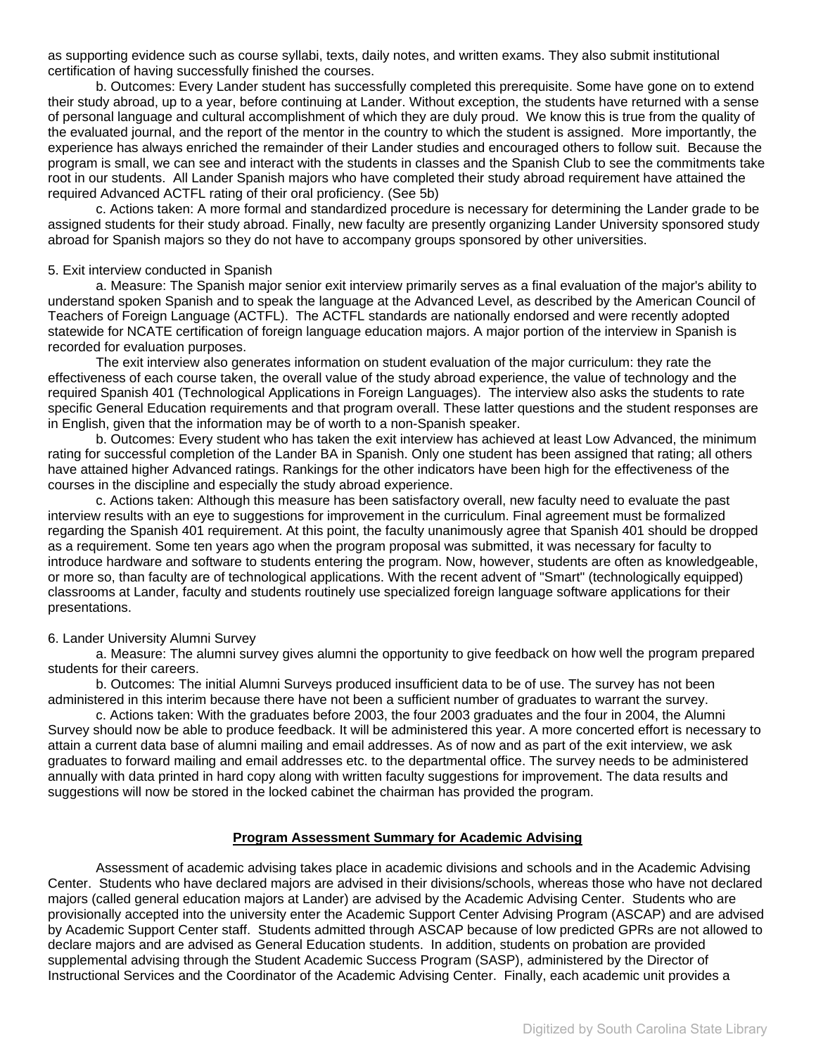as supporting evidence such as course syllabi, texts, daily notes, and written exams. They also submit institutional certification of having successfully finished the courses.

b. Outcomes: Every Lander student has successfully completed this prerequisite. Some have gone on to extend their study abroad, up to a year, before continuing at Lander. Without exception, the students have returned with a sense of personal language and cultural accomplishment of which they are duly proud. We know this is true from the quality of the evaluated journal, and the report of the mentor in the country to which the student is assigned. More importantly, the experience has always enriched the remainder of their Lander studies and encouraged others to follow suit. Because the program is small, we can see and interact with the students in classes and the Spanish Club to see the commitments take root in our students. All Lander Spanish majors who have completed their study abroad requirement have attained the required Advanced ACTFL rating of their oral proficiency. (See 5b)

c. Actions taken: A more formal and standardized procedure is necessary for determining the Lander grade to be assigned students for their study abroad. Finally, new faculty are presently organizing Lander University sponsored study abroad for Spanish majors so they do not have to accompany groups sponsored by other universities.

5. Exit interview conducted in Spanish

a. Measure: The Spanish major senior exit interview primarily serves as a final evaluation of the major's ability to understand spoken Spanish and to speak the language at the Advanced Level, as described by the American Council of Teachers of Foreign Language (ACTFL). The ACTFL standards are nationally endorsed and were recently adopted statewide for NCATE certification of foreign language education majors. A major portion of the interview in Spanish is recorded for evaluation purposes.

The exit interview also generates information on student evaluation of the major curriculum: they rate the effectiveness of each course taken, the overall value of the study abroad experience, the value of technology and the required Spanish 401 (Technological Applications in Foreign Languages). The interview also asks the students to rate specific General Education requirements and that program overall. These latter questions and the student responses are in English, given that the information may be of worth to a non-Spanish speaker.

b. Outcomes: Every student who has taken the exit interview has achieved at least Low Advanced, the minimum rating for successful completion of the Lander BA in Spanish. Only one student has been assigned that rating; all others have attained higher Advanced ratings. Rankings for the other indicators have been high for the effectiveness of the courses in the discipline and especially the study abroad experience.

c. Actions taken: Although this measure has been satisfactory overall, new faculty need to evaluate the past interview results with an eye to suggestions for improvement in the curriculum. Final agreement must be formalized regarding the Spanish 401 requirement. At this point, the faculty unanimously agree that Spanish 401 should be dropped as a requirement. Some ten years ago when the program proposal was submitted, it was necessary for faculty to introduce hardware and software to students entering the program. Now, however, students are often as knowledgeable, or more so, than faculty are of technological applications. With the recent advent of "Smart" (technologically equipped) classrooms at Lander, faculty and students routinely use specialized foreign language software applications for their presentations.

6. Lander University Alumni Survey

a. Measure: The alumni survey gives alumni the opportunity to give feedback on how well the program prepared students for their careers.

b. Outcomes: The initial Alumni Surveys produced insufficient data to be of use. The survey has not been administered in this interim because there have not been a sufficient number of graduates to warrant the survey.

c. Actions taken: With the graduates before 2003, the four 2003 graduates and the four in 2004, the Alumni Survey should now be able to produce feedback. It will be administered this year. A more concerted effort is necessary to attain a current data base of alumni mailing and email addresses. As of now and as part of the exit interview, we ask graduates to forward mailing and email addresses etc. to the departmental office. The survey needs to be administered annually with data printed in hard copy along with written faculty suggestions for improvement. The data results and suggestions will now be stored in the locked cabinet the chairman has provided the program.

## Program Assessment Summary for Academic Advising

Assessment of academic advising takes place in academic divisions and schools and in the Academic Advising Center. Students who have declared majors are advised in their divisions/schools, whereas those who have not declared majors (called general education majors at Lander) are advised by the Academic Advising Center. Students who are provisionally accepted into the university enter the Academic Support Center Advising Program (ASCAP) and are advised by Academic Support Center staff. Students admitted through ASCAP because of low predicted GPRs are not allowed to declare majors and are advised as General Education students. In addition, students on probation are provided supplemental advising through the Student Academic Success Program (SASP), administered by the Director of Instructional Services and the Coordinator of the Academic Advising Center. Finally, each academic unit provides a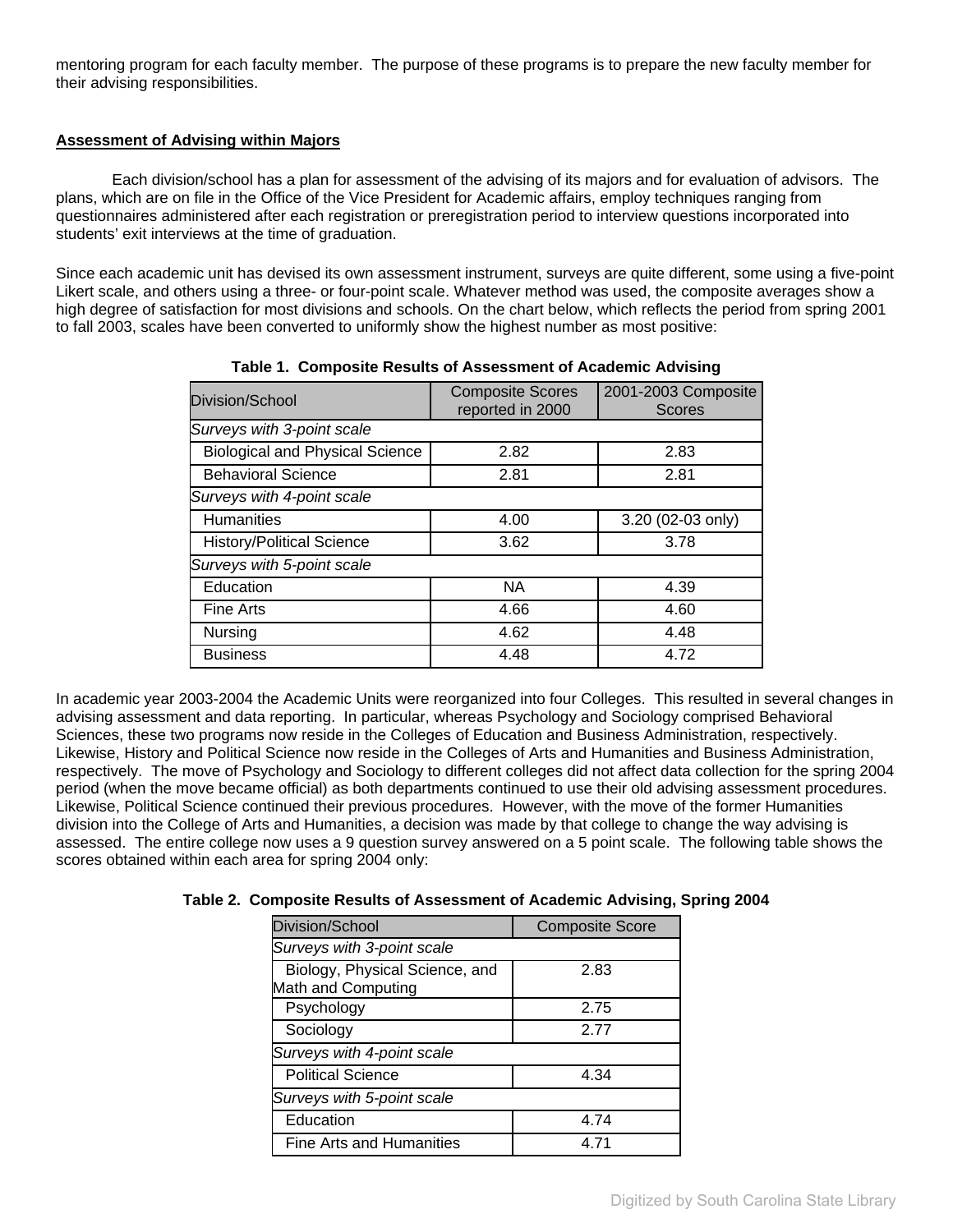mentoring program for each faculty member. The purpose of these programs is to prepare the new faculty member for their advising responsibilities.

**Assessment of Advising within Majors**

Each division/school has a plan for assessment of the advising of its majors and for evaluation of advisors. The plans, which are on file in the Office of the Vice President for Academic affairs, employ techniques ranging from questionnaires administered after each registration or preregistration period to interview questions incorporated into students' exit interviews at the time of graduation.

Since each academic unit has devised its own assessment instrument, surveys are quite different, some using a five-point Likert scale, and others using a three- or four-point scale. Whatever method was used, the composite averages show a high degree of satisfaction for most divisions and schools. On the chart below, which reflects the period from spring 2001 to fall 2003, scales have been converted to uniformly show the highest number as most positive:

**Table 1. Composite Results of Assessment of Academic Advising**

| Division/School | Composite Scores reported in 2000 | 2001-2003 Composite Scores |
|---|---|---|
| *Surveys with 3-point scale* | | |
| Biological and Physical Science | 2.82 | 2.83 |
| Behavioral Science | 2.81 | 2.81 |
| *Surveys with 4-point scale* | | |
| Humanities | 4.00 | 3.20 (02-03 only) |
| History/Political Science | 3.62 | 3.78 |
| *Surveys with 5-point scale* | | |
| Education | NA | 4.39 |
| Fine Arts | 4.66 | 4.60 |
| Nursing | 4.62 | 4.48 |
| Business | 4.48 | 4.72 |

In academic year 2003-2004 the Academic Units were reorganized into four Colleges. This resulted in several changes in advising assessment and data reporting. In particular, whereas Psychology and Sociology comprised Behavioral Sciences, these two programs now reside in the Colleges of Education and Business Administration, respectively. Likewise, History and Political Science now reside in the Colleges of Arts and Humanities and Business Administration, respectively. The move of Psychology and Sociology to different colleges did not affect data collection for the spring 2004 period (when the move became official) as both departments continued to use their old advising assessment procedures. Likewise, Political Science continued their previous procedures. However, with the move of the former Humanities division into the College of Arts and Humanities, a decision was made by that college to change the way advising is assessed. The entire college now uses a 9 question survey answered on a 5 point scale. The following table shows the scores obtained within each area for spring 2004 only:

**Table 2. Composite Results of Assessment of Academic Advising, Spring 2004**

| Division/School | Composite Score |
|---|---|
| *Surveys with 3-point scale* | |
| Biology, Physical Science, and Math and Computing | 2.83 |
| Psychology | 2.75 |
| Sociology | 2.77 |
| *Surveys with 4-point scale* | |
| Political Science | 4.34 |
| *Surveys with 5-point scale* | |
| Education | 4.74 |
| Fine Arts and Humanities | 4.71 |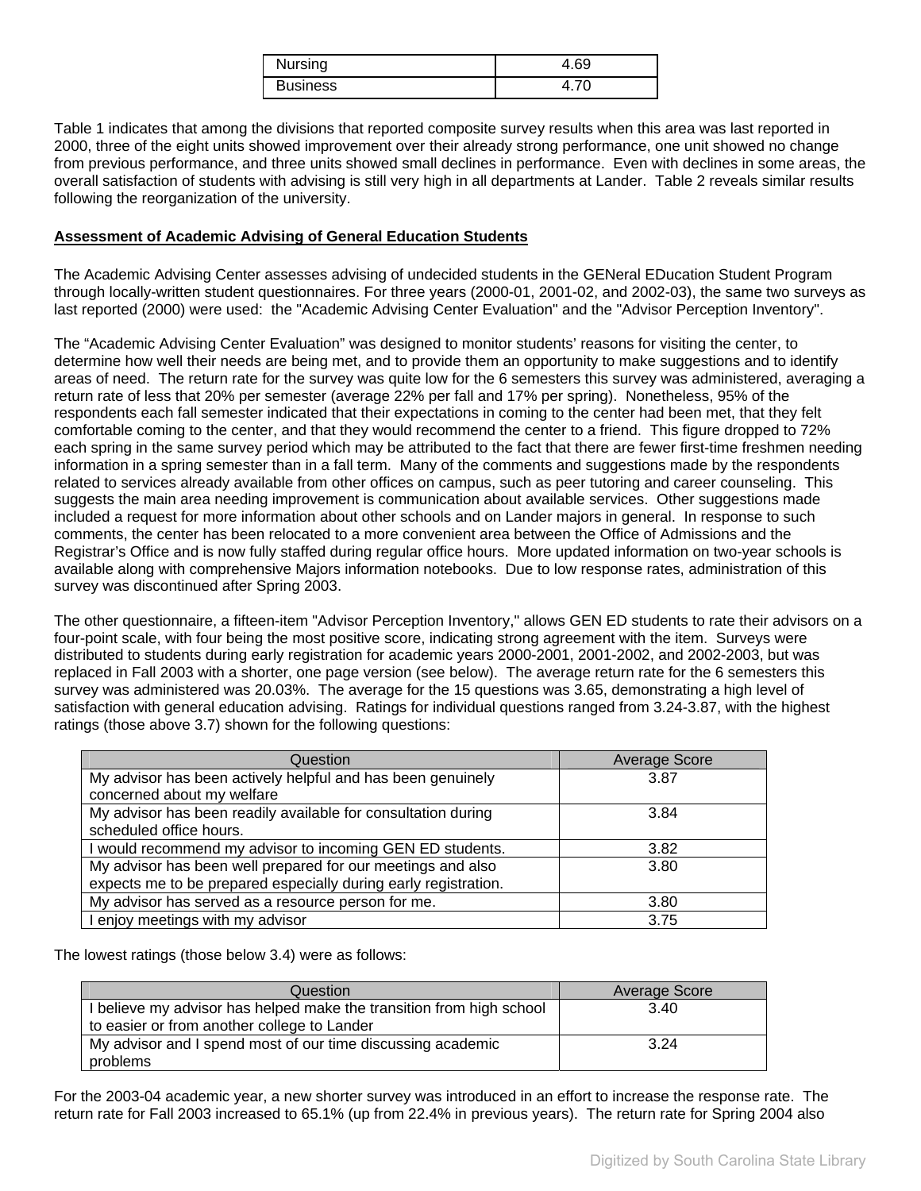| Nursing | 4.69 |
|---|---|
| Business | 4.70 |

Table 1 indicates that among the divisions that reported composite survey results when this area was last reported in 2000, three of the eight units showed improvement over their already strong performance, one unit showed no change from previous performance, and three units showed small declines in performance. Even with declines in some areas, the overall satisfaction of students with advising is still very high in all departments at Lander. Table 2 reveals similar results following the reorganization of the university.

**Assessment of Academic Advising of General Education Students**

The Academic Advising Center assesses advising of undecided students in the GENeral EDucation Student Program through locally-written student questionnaires. For three years (2000-01, 2001-02, and 2002-03), the same two surveys as last reported (2000) were used: the "Academic Advising Center Evaluation" and the "Advisor Perception Inventory".

The “Academic Advising Center Evaluation” was designed to monitor students’ reasons for visiting the center, to determine how well their needs are being met, and to provide them an opportunity to make suggestions and to identify areas of need. The return rate for the survey was quite low for the 6 semesters this survey was administered, averaging a return rate of less that 20% per semester (average 22% per fall and 17% per spring). Nonetheless, 95% of the respondents each fall semester indicated that their expectations in coming to the center had been met, that they felt comfortable coming to the center, and that they would recommend the center to a friend. This figure dropped to 72% each spring in the same survey period which may be attributed to the fact that there are fewer first-time freshmen needing information in a spring semester than in a fall term. Many of the comments and suggestions made by the respondents related to services already available from other offices on campus, such as peer tutoring and career counseling. This suggests the main area needing improvement is communication about available services. Other suggestions made included a request for more information about other schools and on Lander majors in general. In response to such comments, the center has been relocated to a more convenient area between the Office of Admissions and the Registrar’s Office and is now fully staffed during regular office hours. More updated information on two-year schools is available along with comprehensive Majors information notebooks. Due to low response rates, administration of this survey was discontinued after Spring 2003.

The other questionnaire, a fifteen-item "Advisor Perception Inventory," allows GEN ED students to rate their advisors on a four-point scale, with four being the most positive score, indicating strong agreement with the item. Surveys were distributed to students during early registration for academic years 2000-2001, 2001-2002, and 2002-2003, but was replaced in Fall 2003 with a shorter, one page version (see below). The average return rate for the 6 semesters this survey was administered was 20.03%. The average for the 15 questions was 3.65, demonstrating a high level of satisfaction with general education advising. Ratings for individual questions ranged from 3.24-3.87, with the highest ratings (those above 3.7) shown for the following questions:

| Question | Average Score |
|---|---|
| My advisor has been actively helpful and has been genuinely concerned about my welfare | 3.87 |
| My advisor has been readily available for consultation during scheduled office hours. | 3.84 |
| I would recommend my advisor to incoming GEN ED students. | 3.82 |
| My advisor has been well prepared for our meetings and also expects me to be prepared especially during early registration. | 3.80 |
| My advisor has served as a resource person for me. | 3.80 |
| I enjoy meetings with my advisor | 3.75 |

The lowest ratings (those below 3.4) were as follows:

| Question | Average Score |
|---|---|
| I believe my advisor has helped make the transition from high school to easier or from another college to Lander | 3.40 |
| My advisor and I spend most of our time discussing academic problems | 3.24 |

For the 2003-04 academic year, a new shorter survey was introduced in an effort to increase the response rate. The return rate for Fall 2003 increased to 65.1% (up from 22.4% in previous years). The return rate for Spring 2004 also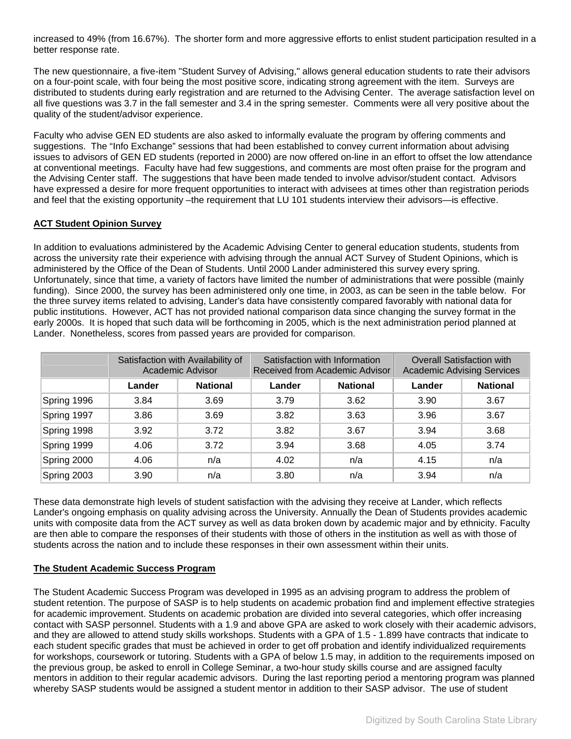increased to 49% (from 16.67%). The shorter form and more aggressive efforts to enlist student participation resulted in a better response rate.

The new questionnaire, a five-item "Student Survey of Advising," allows general education students to rate their advisors on a four-point scale, with four being the most positive score, indicating strong agreement with the item. Surveys are distributed to students during early registration and are returned to the Advising Center. The average satisfaction level on all five questions was 3.7 in the fall semester and 3.4 in the spring semester. Comments were all very positive about the quality of the student/advisor experience.

Faculty who advise GEN ED students are also asked to informally evaluate the program by offering comments and suggestions. The "Info Exchange" sessions that had been established to convey current information about advising issues to advisors of GEN ED students (reported in 2000) are now offered on-line in an effort to offset the low attendance at conventional meetings. Faculty have had few suggestions, and comments are most often praise for the program and the Advising Center staff. The suggestions that have been made tended to involve advisor/student contact. Advisors have expressed a desire for more frequent opportunities to interact with advisees at times other than registration periods and feel that the existing opportunity –the requirement that LU 101 students interview their advisors—is effective.

**ACT Student Opinion Survey**

In addition to evaluations administered by the Academic Advising Center to general education students, students from across the university rate their experience with advising through the annual ACT Survey of Student Opinions, which is administered by the Office of the Dean of Students. Until 2000 Lander administered this survey every spring. Unfortunately, since that time, a variety of factors have limited the number of administrations that were possible (mainly funding). Since 2000, the survey has been administered only one time, in 2003, as can be seen in the table below. For the three survey items related to advising, Lander's data have consistently compared favorably with national data for public institutions. However, ACT has not provided national comparison data since changing the survey format in the early 2000s. It is hoped that such data will be forthcoming in 2005, which is the next administration period planned at Lander. Nonetheless, scores from passed years are provided for comparison.

| | Satisfaction with Availability of Academic Advisor | | Satisfaction with Information Received from Academic Advisor | | Overall Satisfaction with Academic Advising Services | |
|---|---|---|---|---|---|---|
| | **Lander** | **National** | **Lander** | **National** | **Lander** | **National** |
| Spring 1996 | 3.84 | 3.69 | 3.79 | 3.62 | 3.90 | 3.67 |
| Spring 1997 | 3.86 | 3.69 | 3.82 | 3.63 | 3.96 | 3.67 |
| Spring 1998 | 3.92 | 3.72 | 3.82 | 3.67 | 3.94 | 3.68 |
| Spring 1999 | 4.06 | 3.72 | 3.94 | 3.68 | 4.05 | 3.74 |
| Spring 2000 | 4.06 | n/a | 4.02 | n/a | 4.15 | n/a |
| Spring 2003 | 3.90 | n/a | 3.80 | n/a | 3.94 | n/a |

These data demonstrate high levels of student satisfaction with the advising they receive at Lander, which reflects Lander's ongoing emphasis on quality advising across the University. Annually the Dean of Students provides academic units with composite data from the ACT survey as well as data broken down by academic major and by ethnicity. Faculty are then able to compare the responses of their students with those of others in the institution as well as with those of students across the nation and to include these responses in their own assessment within their units.

**The Student Academic Success Program**

The Student Academic Success Program was developed in 1995 as an advising program to address the problem of student retention. The purpose of SASP is to help students on academic probation find and implement effective strategies for academic improvement. Students on academic probation are divided into several categories, which offer increasing contact with SASP personnel. Students with a 1.9 and above GPA are asked to work closely with their academic advisors, and they are allowed to attend study skills workshops. Students with a GPA of 1.5 - 1.899 have contracts that indicate to each student specific grades that must be achieved in order to get off probation and identify individualized requirements for workshops, coursework or tutoring. Students with a GPA of below 1.5 may, in addition to the requirements imposed on the previous group, be asked to enroll in College Seminar, a two-hour study skills course and are assigned faculty mentors in addition to their regular academic advisors. During the last reporting period a mentoring program was planned whereby SASP students would be assigned a student mentor in addition to their SASP advisor. The use of student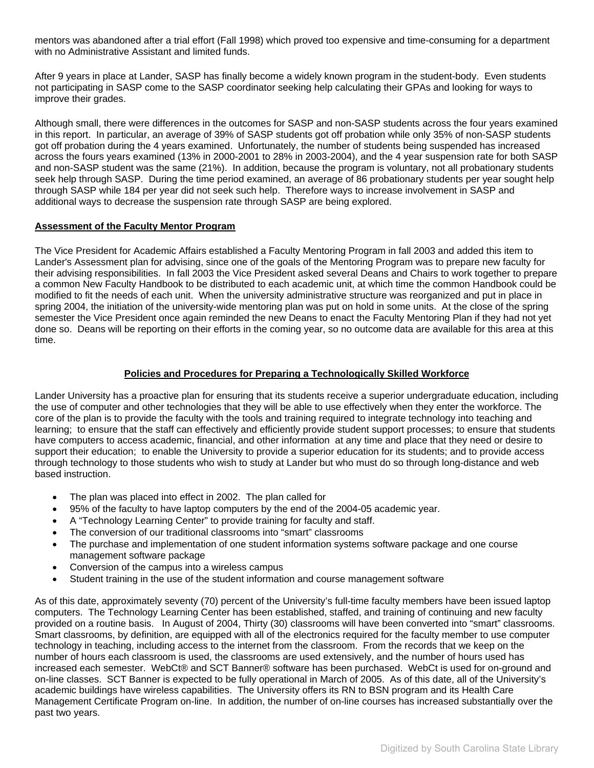mentors was abandoned after a trial effort (Fall 1998) which proved too expensive and time-consuming for a department with no Administrative Assistant and limited funds.

After 9 years in place at Lander, SASP has finally become a widely known program in the student-body. Even students not participating in SASP come to the SASP coordinator seeking help calculating their GPAs and looking for ways to improve their grades.

Although small, there were differences in the outcomes for SASP and non-SASP students across the four years examined in this report. In particular, an average of 39% of SASP students got off probation while only 35% of non-SASP students got off probation during the 4 years examined. Unfortunately, the number of students being suspended has increased across the fours years examined (13% in 2000-2001 to 28% in 2003-2004), and the 4 year suspension rate for both SASP and non-SASP student was the same (21%). In addition, because the program is voluntary, not all probationary students seek help through SASP. During the time period examined, an average of 86 probationary students per year sought help through SASP while 184 per year did not seek such help. Therefore ways to increase involvement in SASP and additional ways to decrease the suspension rate through SASP are being explored.

**Assessment of the Faculty Mentor Program**

The Vice President for Academic Affairs established a Faculty Mentoring Program in fall 2003 and added this item to Lander's Assessment plan for advising, since one of the goals of the Mentoring Program was to prepare new faculty for their advising responsibilities. In fall 2003 the Vice President asked several Deans and Chairs to work together to prepare a common New Faculty Handbook to be distributed to each academic unit, at which time the common Handbook could be modified to fit the needs of each unit. When the university administrative structure was reorganized and put in place in spring 2004, the initiation of the university-wide mentoring plan was put on hold in some units. At the close of the spring semester the Vice President once again reminded the new Deans to enact the Faculty Mentoring Plan if they had not yet done so. Deans will be reporting on their efforts in the coming year, so no outcome data are available for this area at this time.

## Policies and Procedures for Preparing a Technologically Skilled Workforce

Lander University has a proactive plan for ensuring that its students receive a superior undergraduate education, including the use of computer and other technologies that they will be able to use effectively when they enter the workforce. The core of the plan is to provide the faculty with the tools and training required to integrate technology into teaching and learning; to ensure that the staff can effectively and efficiently provide student support processes; to ensure that students have computers to access academic, financial, and other information at any time and place that they need or desire to support their education; to enable the University to provide a superior education for its students; and to provide access through technology to those students who wish to study at Lander but who must do so through long-distance and web based instruction.

- The plan was placed into effect in 2002. The plan called for
- 95% of the faculty to have laptop computers by the end of the 2004-05 academic year.
- A "Technology Learning Center" to provide training for faculty and staff.
- The conversion of our traditional classrooms into "smart" classrooms
- The purchase and implementation of one student information systems software package and one course management software package
- Conversion of the campus into a wireless campus
- Student training in the use of the student information and course management software

As of this date, approximately seventy (70) percent of the University's full-time faculty members have been issued laptop computers. The Technology Learning Center has been established, staffed, and training of continuing and new faculty provided on a routine basis. In August of 2004, Thirty (30) classrooms will have been converted into "smart" classrooms. Smart classrooms, by definition, are equipped with all of the electronics required for the faculty member to use computer technology in teaching, including access to the internet from the classroom. From the records that we keep on the number of hours each classroom is used, the classrooms are used extensively, and the number of hours used has increased each semester. WebCt® and SCT Banner® software has been purchased. WebCt is used for on-ground and on-line classes. SCT Banner is expected to be fully operational in March of 2005. As of this date, all of the University's academic buildings have wireless capabilities. The University offers its RN to BSN program and its Health Care Management Certificate Program on-line. In addition, the number of on-line courses has increased substantially over the past two years.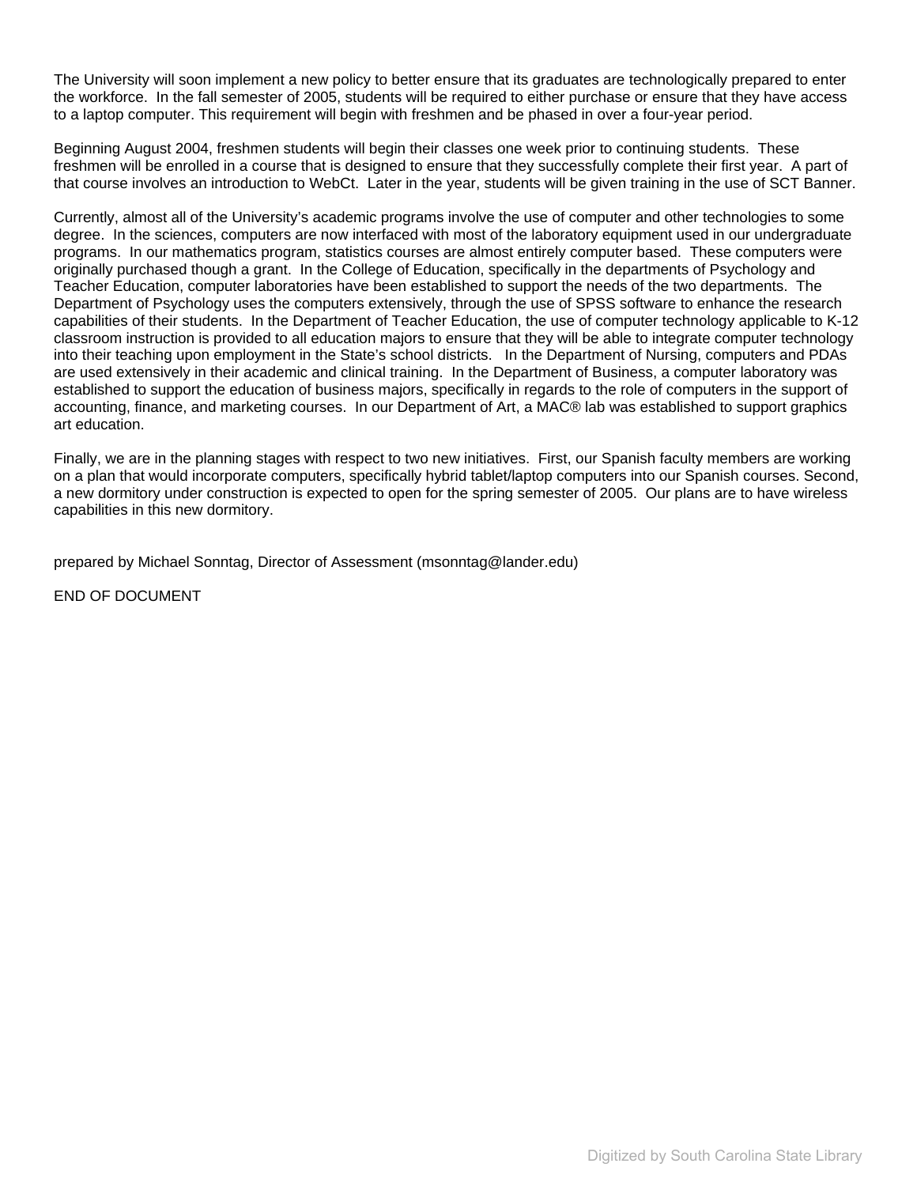The University will soon implement a new policy to better ensure that its graduates are technologically prepared to enter the workforce. In the fall semester of 2005, students will be required to either purchase or ensure that they have access to a laptop computer. This requirement will begin with freshmen and be phased in over a four-year period.

Beginning August 2004, freshmen students will begin their classes one week prior to continuing students. These freshmen will be enrolled in a course that is designed to ensure that they successfully complete their first year. A part of that course involves an introduction to WebCt. Later in the year, students will be given training in the use of SCT Banner.

Currently, almost all of the University's academic programs involve the use of computer and other technologies to some degree. In the sciences, computers are now interfaced with most of the laboratory equipment used in our undergraduate programs. In our mathematics program, statistics courses are almost entirely computer based. These computers were originally purchased though a grant. In the College of Education, specifically in the departments of Psychology and Teacher Education, computer laboratories have been established to support the needs of the two departments. The Department of Psychology uses the computers extensively, through the use of SPSS software to enhance the research capabilities of their students. In the Department of Teacher Education, the use of computer technology applicable to K-12 classroom instruction is provided to all education majors to ensure that they will be able to integrate computer technology into their teaching upon employment in the State's school districts. In the Department of Nursing, computers and PDAs are used extensively in their academic and clinical training. In the Department of Business, a computer laboratory was established to support the education of business majors, specifically in regards to the role of computers in the support of accounting, finance, and marketing courses. In our Department of Art, a MAC® lab was established to support graphics art education.

Finally, we are in the planning stages with respect to two new initiatives. First, our Spanish faculty members are working on a plan that would incorporate computers, specifically hybrid tablet/laptop computers into our Spanish courses. Second, a new dormitory under construction is expected to open for the spring semester of 2005. Our plans are to have wireless capabilities in this new dormitory.

prepared by Michael Sonntag, Director of Assessment (msonntag@lander.edu)

END OF DOCUMENT